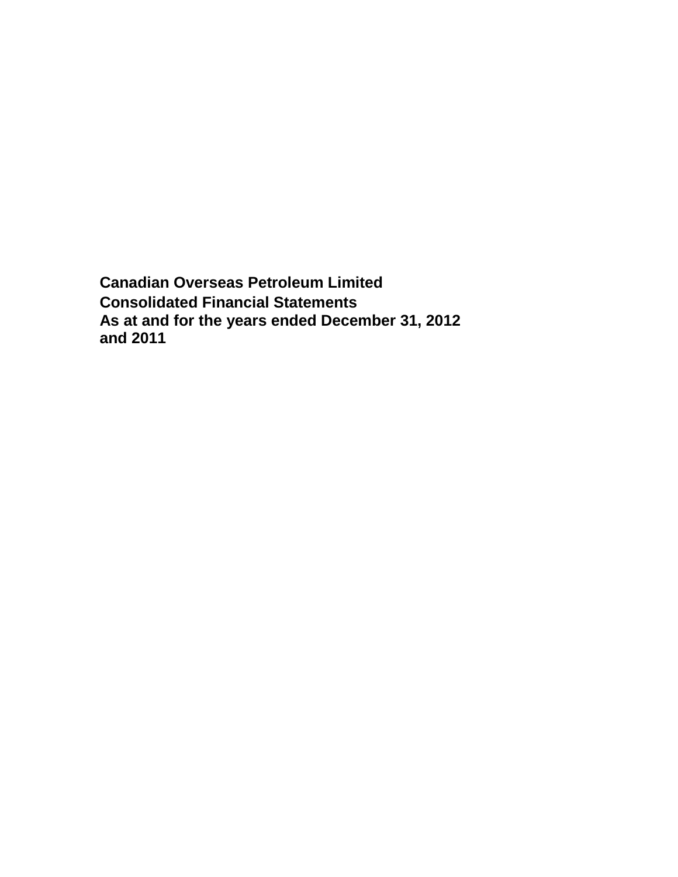**Canadian Overseas Petroleum Limited**

**Consolidated Financial Statements**

**As at and for the years ended December 31, 2012 and 2011**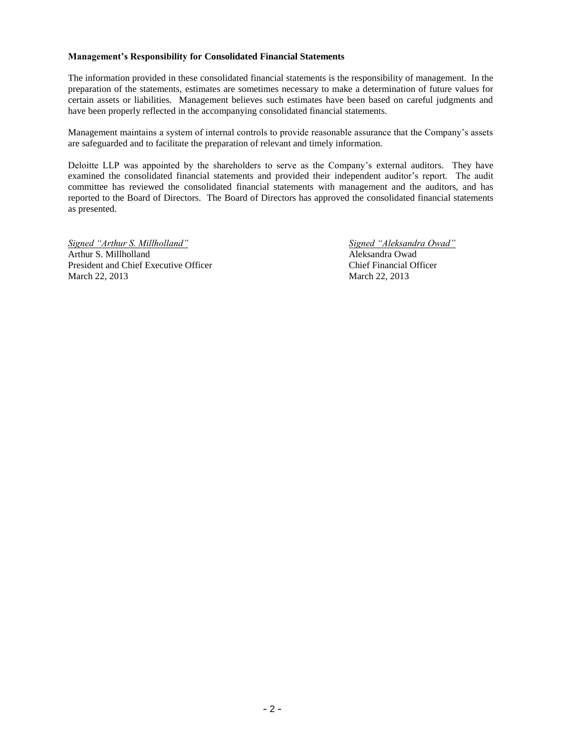**Management's Responsibility for Consolidated Financial Statements**

The information provided in these consolidated financial statements is the responsibility of management. In the preparation of the statements, estimates are sometimes necessary to make a determination of future values for certain assets or liabilities. Management believes such estimates have been based on careful judgments and have been properly reflected in the accompanying consolidated financial statements.

Management maintains a system of internal controls to provide reasonable assurance that the Company's assets are safeguarded and to facilitate the preparation of relevant and timely information.

Deloitte LLP was appointed by the shareholders to serve as the Company's external auditors. They have examined the consolidated financial statements and provided their independent auditor's report. The audit committee has reviewed the consolidated financial statements with management and the auditors, and has reported to the Board of Directors. The Board of Directors has approved the consolidated financial statements as presented.

*Signed "Arthur S. Millholland"*
Arthur S. Millholland
President and Chief Executive Officer
March 22, 2013

*Signed "Aleksandra Owad"*
Aleksandra Owad
Chief Financial Officer
March 22, 2013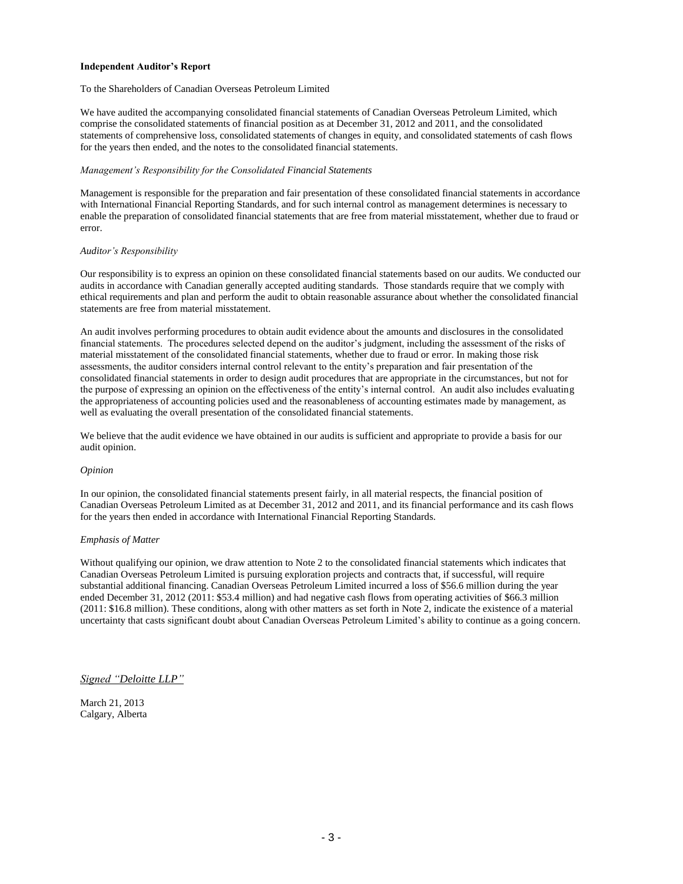**Independent Auditor's Report**

To the Shareholders of Canadian Overseas Petroleum Limited

We have audited the accompanying consolidated financial statements of Canadian Overseas Petroleum Limited, which comprise the consolidated statements of financial position as at December 31, 2012 and 2011, and the consolidated statements of comprehensive loss, consolidated statements of changes in equity, and consolidated statements of cash flows for the years then ended, and the notes to the consolidated financial statements.

*Management's Responsibility for the Consolidated Financial Statements*

Management is responsible for the preparation and fair presentation of these consolidated financial statements in accordance with International Financial Reporting Standards, and for such internal control as management determines is necessary to enable the preparation of consolidated financial statements that are free from material misstatement, whether due to fraud or error.

*Auditor's Responsibility*

Our responsibility is to express an opinion on these consolidated financial statements based on our audits. We conducted our audits in accordance with Canadian generally accepted auditing standards. Those standards require that we comply with ethical requirements and plan and perform the audit to obtain reasonable assurance about whether the consolidated financial statements are free from material misstatement.

An audit involves performing procedures to obtain audit evidence about the amounts and disclosures in the consolidated financial statements. The procedures selected depend on the auditor's judgment, including the assessment of the risks of material misstatement of the consolidated financial statements, whether due to fraud or error. In making those risk assessments, the auditor considers internal control relevant to the entity's preparation and fair presentation of the consolidated financial statements in order to design audit procedures that are appropriate in the circumstances, but not for the purpose of expressing an opinion on the effectiveness of the entity's internal control. An audit also includes evaluating the appropriateness of accounting policies used and the reasonableness of accounting estimates made by management, as well as evaluating the overall presentation of the consolidated financial statements.

We believe that the audit evidence we have obtained in our audits is sufficient and appropriate to provide a basis for our audit opinion.

*Opinion*

In our opinion, the consolidated financial statements present fairly, in all material respects, the financial position of Canadian Overseas Petroleum Limited as at December 31, 2012 and 2011, and its financial performance and its cash flows for the years then ended in accordance with International Financial Reporting Standards.

*Emphasis of Matter*

Without qualifying our opinion, we draw attention to Note 2 to the consolidated financial statements which indicates that Canadian Overseas Petroleum Limited is pursuing exploration projects and contracts that, if successful, will require substantial additional financing. Canadian Overseas Petroleum Limited incurred a loss of $56.6 million during the year ended December 31, 2012 (2011: $53.4 million) and had negative cash flows from operating activities of $66.3 million (2011: $16.8 million). These conditions, along with other matters as set forth in Note 2, indicate the existence of a material uncertainty that casts significant doubt about Canadian Overseas Petroleum Limited's ability to continue as a going concern.

*Signed "Deloitte LLP"*

March 21, 2013
Calgary, Alberta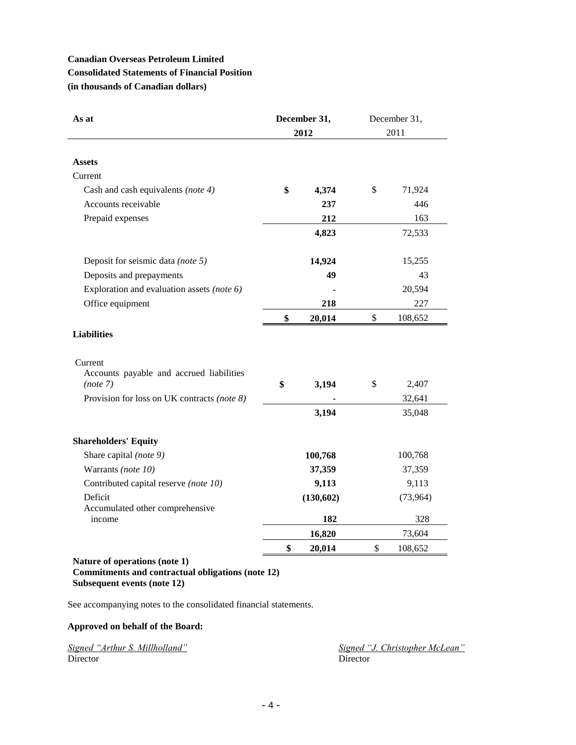**Canadian Overseas Petroleum Limited**

**Consolidated Statements of Financial Position**

**(in thousands of Canadian dollars)**

| As at | December 31, 2012 | December 31, 2011 |
|---|---|---|
| **Assets** | | |
| Current | | |
| Cash and cash equivalents *(note 4)* | **$ 4,374** | $ 71,924 |
| Accounts receivable | **237** | 446 |
| Prepaid expenses | **212** | 163 |
| | **4,823** | 72,533 |
| Deposit for seismic data *(note 5)* | **14,924** | 15,255 |
| Deposits and prepayments | **49** | 43 |
| Exploration and evaluation assets *(note 6)* | **-** | 20,594 |
| Office equipment | **218** | 227 |
| | **$ 20,014** | $ 108,652 |
| **Liabilities** | | |
| Current | | |
| Accounts payable and accrued liabilities *(note 7)* | **$ 3,194** | $ 2,407 |
| Provision for loss on UK contracts *(note 8)* | **-** | 32,641 |
| | **3,194** | 35,048 |
| **Shareholders' Equity** | | |
| Share capital *(note 9)* | **100,768** | 100,768 |
| Warrants *(note 10)* | **37,359** | 37,359 |
| Contributed capital reserve *(note 10)* | **9,113** | 9,113 |
| Deficit | **(130,602)** | (73,964) |
| Accumulated other comprehensive income | **182** | 328 |
| | **16,820** | 73,604 |
| | **$ 20,014** | $ 108,652 |

**Nature of operations (note 1)**
**Commitments and contractual obligations (note 12)**
**Subsequent events (note 12)**

See accompanying notes to the consolidated financial statements.

**Approved on behalf of the Board:**

*Signed "Arthur S. Millholland"*
Director

*Signed "J. Christopher McLean"*
Director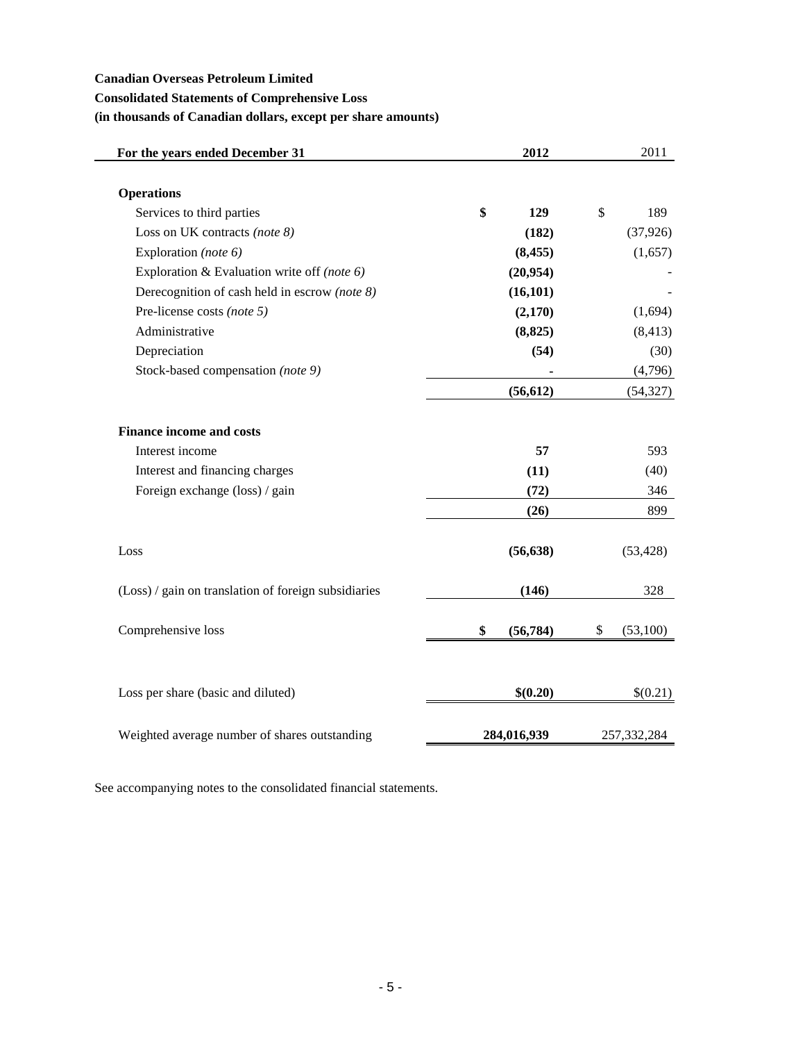**Canadian Overseas Petroleum Limited**

**Consolidated Statements of Comprehensive Loss**

**(in thousands of Canadian dollars, except per share amounts)**

| For the years ended December 31 | 2012 | 2011 |
|---|---|---|
| **Operations** | | |
| Services to third parties | **$ 129** | $ 189 |
| Loss on UK contracts *(note 8)* | **(182)** | (37,926) |
| Exploration *(note 6)* | **(8,455)** | (1,657) |
| Exploration & Evaluation write off *(note 6)* | **(20,954)** | - |
| Derecognition of cash held in escrow *(note 8)* | **(16,101)** | - |
| Pre-license costs *(note 5)* | **(2,170)** | (1,694) |
| Administrative | **(8,825)** | (8,413) |
| Depreciation | **(54)** | (30) |
| Stock-based compensation *(note 9)* | **-** | (4,796) |
| | **(56,612)** | (54,327) |
| **Finance income and costs** | | |
| Interest income | **57** | 593 |
| Interest and financing charges | **(11)** | (40) |
| Foreign exchange (loss) / gain | **(72)** | 346 |
| | **(26)** | 899 |
| Loss | **(56,638)** | (53,428) |
| (Loss) / gain on translation of foreign subsidiaries | **(146)** | 328 |
| Comprehensive loss | **$ (56,784)** | $ (53,100) |
| Loss per share (basic and diluted) | **$(0.20)** | $(0.21) |
| Weighted average number of shares outstanding | **284,016,939** | 257,332,284 |

See accompanying notes to the consolidated financial statements.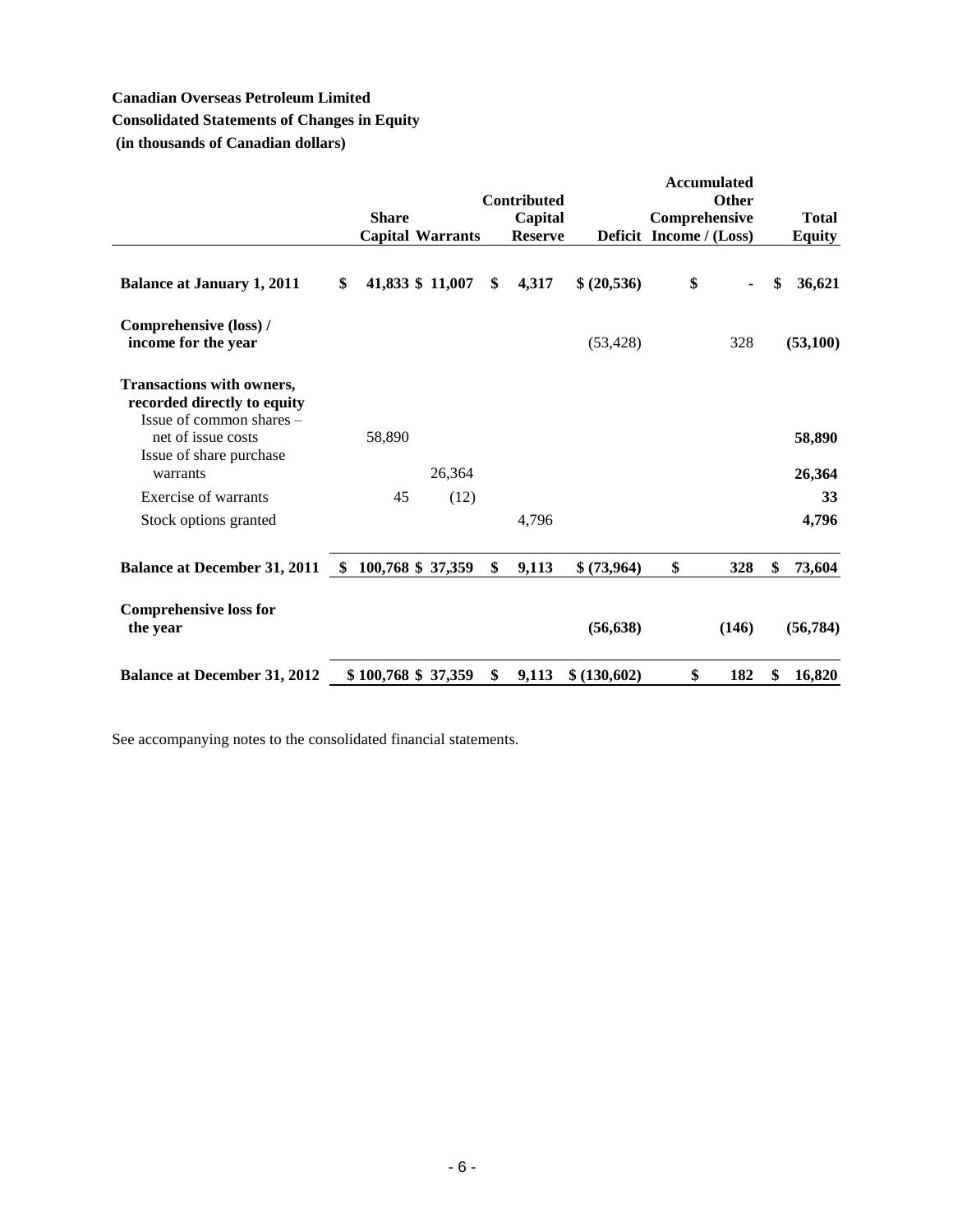**Canadian Overseas Petroleum Limited**

**Consolidated Statements of Changes in Equity**

**(in thousands of Canadian dollars)**

| | Share Capital | Warrants | Contributed Capital Reserve | Deficit | Accumulated Other Comprehensive Income / (Loss) | Total Equity |
|---|---|---|---|---|---|---|
| **Balance at January 1, 2011** | **$ 41,833** | **$ 11,007** | **$ 4,317** | **$ (20,536)** | **$ -** | **$ 36,621** |
| **Comprehensive (loss) / income for the year** | | | | (53,428) | 328 | **(53,100)** |
| **Transactions with owners, recorded directly to equity** | | | | | | |
| Issue of common shares – net of issue costs | 58,890 | | | | | **58,890** |
| Issue of share purchase warrants | | 26,364 | | | | **26,364** |
| Exercise of warrants | 45 | (12) | | | | **33** |
| Stock options granted | | | 4,796 | | | **4,796** |
| **Balance at December 31, 2011** | **$ 100,768** | **$ 37,359** | **$ 9,113** | **$ (73,964)** | **$ 328** | **$ 73,604** |
| **Comprehensive loss for the year** | | | | **(56,638)** | **(146)** | **(56,784)** |
| **Balance at December 31, 2012** | **$ 100,768** | **$ 37,359** | **$ 9,113** | **$ (130,602)** | **$ 182** | **$ 16,820** |

See accompanying notes to the consolidated financial statements.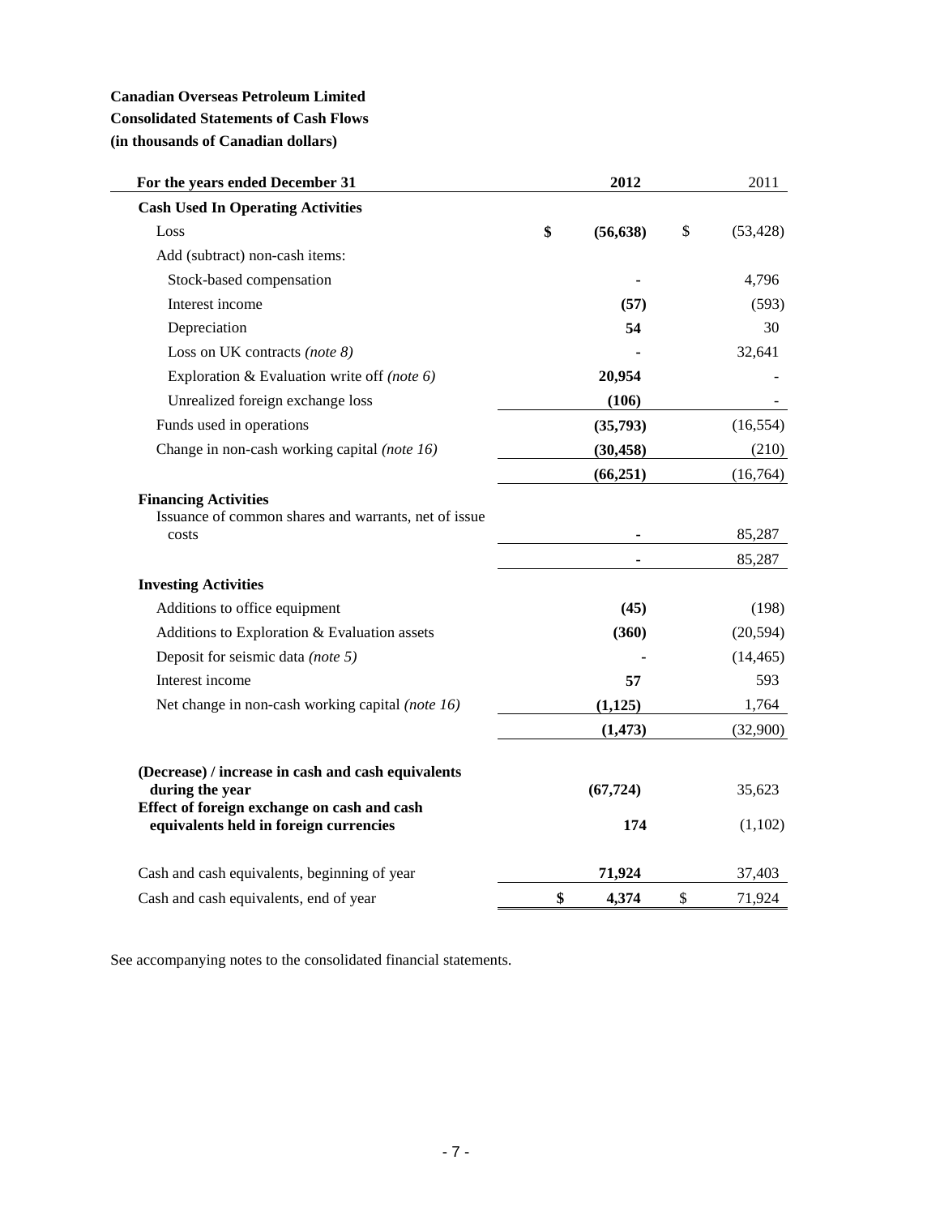**Canadian Overseas Petroleum Limited**
**Consolidated Statements of Cash Flows**
**(in thousands of Canadian dollars)**

| For the years ended December 31 | 2012 | 2011 |
|---|---|---|
| **Cash Used In Operating Activities** | | |
| Loss | **$ (56,638)** | $ (53,428) |
| Add (subtract) non-cash items: | | |
| Stock-based compensation | **-** | 4,796 |
| Interest income | **(57)** | (593) |
| Depreciation | **54** | 30 |
| Loss on UK contracts *(note 8)* | **-** | 32,641 |
| Exploration & Evaluation write off *(note 6)* | **20,954** | - |
| Unrealized foreign exchange loss | **(106)** | - |
| Funds used in operations | **(35,793)** | (16,554) |
| Change in non-cash working capital *(note 16)* | **(30,458)** | (210) |
| | **(66,251)** | (16,764) |
| **Financing Activities** | | |
| Issuance of common shares and warrants, net of issue costs | **-** | 85,287 |
| | **-** | 85,287 |
| **Investing Activities** | | |
| Additions to office equipment | **(45)** | (198) |
| Additions to Exploration & Evaluation assets | **(360)** | (20,594) |
| Deposit for seismic data *(note 5)* | **-** | (14,465) |
| Interest income | **57** | 593 |
| Net change in non-cash working capital *(note 16)* | **(1,125)** | 1,764 |
| | **(1,473)** | (32,900) |
| **(Decrease) / increase in cash and cash equivalents during the year** | **(67,724)** | 35,623 |
| **Effect of foreign exchange on cash and cash equivalents held in foreign currencies** | **174** | (1,102) |
| Cash and cash equivalents, beginning of year | **71,924** | 37,403 |
| Cash and cash equivalents, end of year | **$ 4,374** | $ 71,924 |

See accompanying notes to the consolidated financial statements.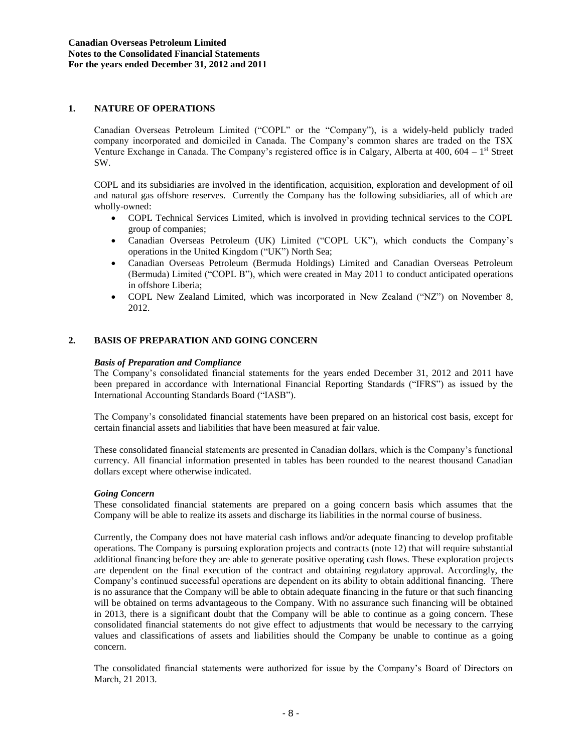## 1. NATURE OF OPERATIONS

Canadian Overseas Petroleum Limited ("COPL" or the "Company"), is a widely-held publicly traded company incorporated and domiciled in Canada. The Company's common shares are traded on the TSX Venture Exchange in Canada. The Company's registered office is in Calgary, Alberta at 400, 604 – 1st Street SW.

COPL and its subsidiaries are involved in the identification, acquisition, exploration and development of oil and natural gas offshore reserves. Currently the Company has the following subsidiaries, all of which are wholly-owned:

- COPL Technical Services Limited, which is involved in providing technical services to the COPL group of companies;
- Canadian Overseas Petroleum (UK) Limited ("COPL UK"), which conducts the Company's operations in the United Kingdom ("UK") North Sea;
- Canadian Overseas Petroleum (Bermuda Holdings) Limited and Canadian Overseas Petroleum (Bermuda) Limited ("COPL B"), which were created in May 2011 to conduct anticipated operations in offshore Liberia;
- COPL New Zealand Limited, which was incorporated in New Zealand ("NZ") on November 8, 2012.

## 2. BASIS OF PREPARATION AND GOING CONCERN

***Basis of Preparation and Compliance***

The Company's consolidated financial statements for the years ended December 31, 2012 and 2011 have been prepared in accordance with International Financial Reporting Standards ("IFRS") as issued by the International Accounting Standards Board ("IASB").

The Company's consolidated financial statements have been prepared on an historical cost basis, except for certain financial assets and liabilities that have been measured at fair value.

These consolidated financial statements are presented in Canadian dollars, which is the Company's functional currency. All financial information presented in tables has been rounded to the nearest thousand Canadian dollars except where otherwise indicated.

***Going Concern***

These consolidated financial statements are prepared on a going concern basis which assumes that the Company will be able to realize its assets and discharge its liabilities in the normal course of business.

Currently, the Company does not have material cash inflows and/or adequate financing to develop profitable operations. The Company is pursuing exploration projects and contracts (note 12) that will require substantial additional financing before they are able to generate positive operating cash flows. These exploration projects are dependent on the final execution of the contract and obtaining regulatory approval. Accordingly, the Company's continued successful operations are dependent on its ability to obtain additional financing. There is no assurance that the Company will be able to obtain adequate financing in the future or that such financing will be obtained on terms advantageous to the Company. With no assurance such financing will be obtained in 2013, there is a significant doubt that the Company will be able to continue as a going concern. These consolidated financial statements do not give effect to adjustments that would be necessary to the carrying values and classifications of assets and liabilities should the Company be unable to continue as a going concern.

The consolidated financial statements were authorized for issue by the Company's Board of Directors on March, 21 2013.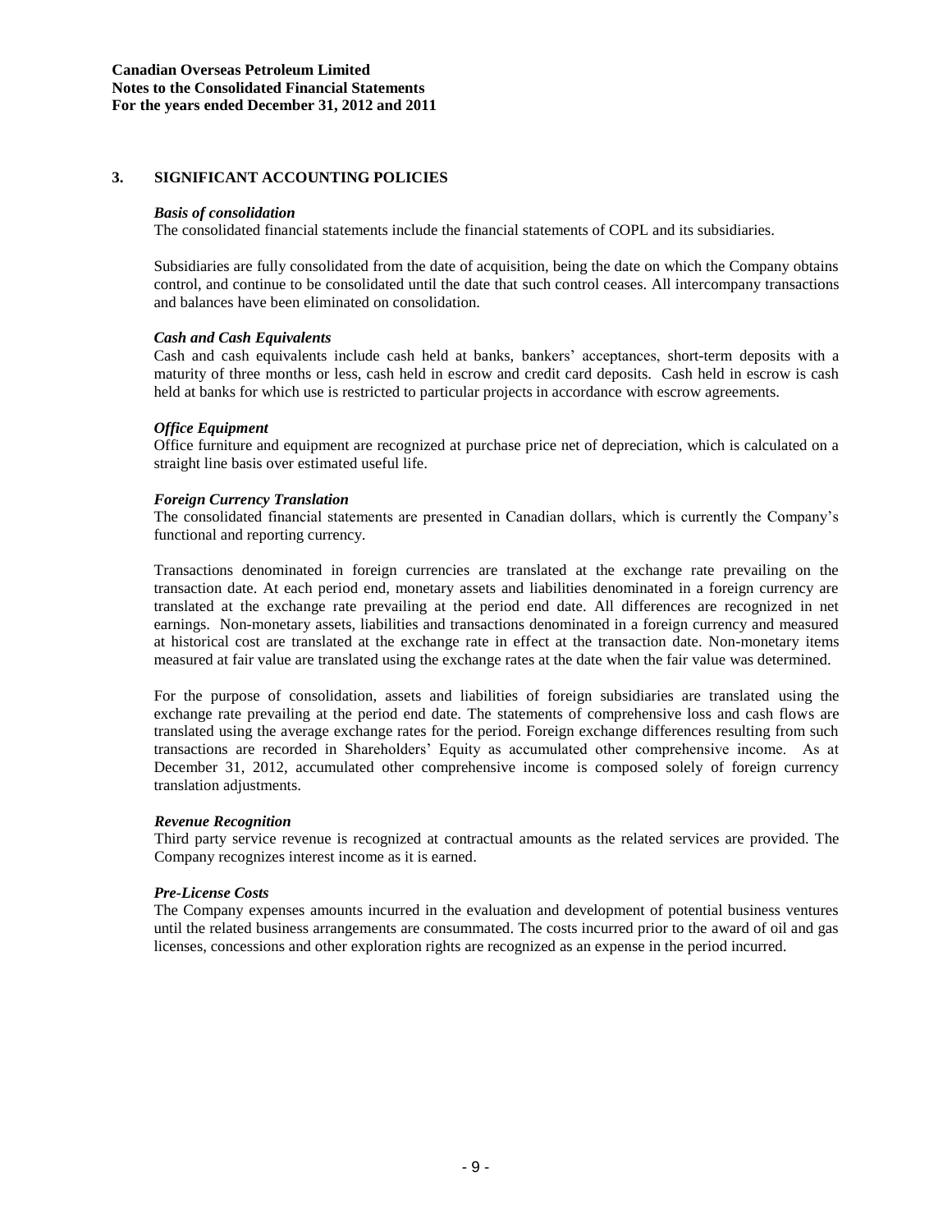## 3. SIGNIFICANT ACCOUNTING POLICIES

### *Basis of consolidation*

The consolidated financial statements include the financial statements of COPL and its subsidiaries.

Subsidiaries are fully consolidated from the date of acquisition, being the date on which the Company obtains control, and continue to be consolidated until the date that such control ceases. All intercompany transactions and balances have been eliminated on consolidation.

### *Cash and Cash Equivalents*

Cash and cash equivalents include cash held at banks, bankers' acceptances, short-term deposits with a maturity of three months or less, cash held in escrow and credit card deposits. Cash held in escrow is cash held at banks for which use is restricted to particular projects in accordance with escrow agreements.

### *Office Equipment*

Office furniture and equipment are recognized at purchase price net of depreciation, which is calculated on a straight line basis over estimated useful life.

### *Foreign Currency Translation*

The consolidated financial statements are presented in Canadian dollars, which is currently the Company's functional and reporting currency.

Transactions denominated in foreign currencies are translated at the exchange rate prevailing on the transaction date. At each period end, monetary assets and liabilities denominated in a foreign currency are translated at the exchange rate prevailing at the period end date. All differences are recognized in net earnings. Non-monetary assets, liabilities and transactions denominated in a foreign currency and measured at historical cost are translated at the exchange rate in effect at the transaction date. Non-monetary items measured at fair value are translated using the exchange rates at the date when the fair value was determined.

For the purpose of consolidation, assets and liabilities of foreign subsidiaries are translated using the exchange rate prevailing at the period end date. The statements of comprehensive loss and cash flows are translated using the average exchange rates for the period. Foreign exchange differences resulting from such transactions are recorded in Shareholders' Equity as accumulated other comprehensive income. As at December 31, 2012, accumulated other comprehensive income is composed solely of foreign currency translation adjustments.

### *Revenue Recognition*

Third party service revenue is recognized at contractual amounts as the related services are provided. The Company recognizes interest income as it is earned.

### *Pre-License Costs*

The Company expenses amounts incurred in the evaluation and development of potential business ventures until the related business arrangements are consummated. The costs incurred prior to the award of oil and gas licenses, concessions and other exploration rights are recognized as an expense in the period incurred.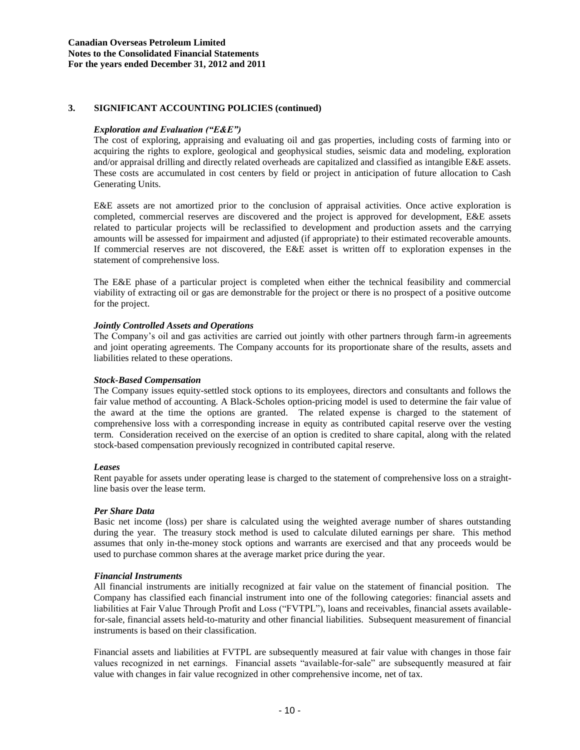## 3. SIGNIFICANT ACCOUNTING POLICIES (continued)

***Exploration and Evaluation ("E&E")***

The cost of exploring, appraising and evaluating oil and gas properties, including costs of farming into or acquiring the rights to explore, geological and geophysical studies, seismic data and modeling, exploration and/or appraisal drilling and directly related overheads are capitalized and classified as intangible E&E assets. These costs are accumulated in cost centers by field or project in anticipation of future allocation to Cash Generating Units.

E&E assets are not amortized prior to the conclusion of appraisal activities. Once active exploration is completed, commercial reserves are discovered and the project is approved for development, E&E assets related to particular projects will be reclassified to development and production assets and the carrying amounts will be assessed for impairment and adjusted (if appropriate) to their estimated recoverable amounts. If commercial reserves are not discovered, the E&E asset is written off to exploration expenses in the statement of comprehensive loss.

The E&E phase of a particular project is completed when either the technical feasibility and commercial viability of extracting oil or gas are demonstrable for the project or there is no prospect of a positive outcome for the project.

***Jointly Controlled Assets and Operations***

The Company's oil and gas activities are carried out jointly with other partners through farm-in agreements and joint operating agreements. The Company accounts for its proportionate share of the results, assets and liabilities related to these operations.

***Stock-Based Compensation***

The Company issues equity-settled stock options to its employees, directors and consultants and follows the fair value method of accounting. A Black-Scholes option-pricing model is used to determine the fair value of the award at the time the options are granted. The related expense is charged to the statement of comprehensive loss with a corresponding increase in equity as contributed capital reserve over the vesting term. Consideration received on the exercise of an option is credited to share capital, along with the related stock-based compensation previously recognized in contributed capital reserve.

***Leases***

Rent payable for assets under operating lease is charged to the statement of comprehensive loss on a straight-line basis over the lease term.

***Per Share Data***

Basic net income (loss) per share is calculated using the weighted average number of shares outstanding during the year. The treasury stock method is used to calculate diluted earnings per share. This method assumes that only in-the-money stock options and warrants are exercised and that any proceeds would be used to purchase common shares at the average market price during the year.

***Financial Instruments***

All financial instruments are initially recognized at fair value on the statement of financial position. The Company has classified each financial instrument into one of the following categories: financial assets and liabilities at Fair Value Through Profit and Loss ("FVTPL"), loans and receivables, financial assets available-for-sale, financial assets held-to-maturity and other financial liabilities. Subsequent measurement of financial instruments is based on their classification.

Financial assets and liabilities at FVTPL are subsequently measured at fair value with changes in those fair values recognized in net earnings. Financial assets "available-for-sale" are subsequently measured at fair value with changes in fair value recognized in other comprehensive income, net of tax.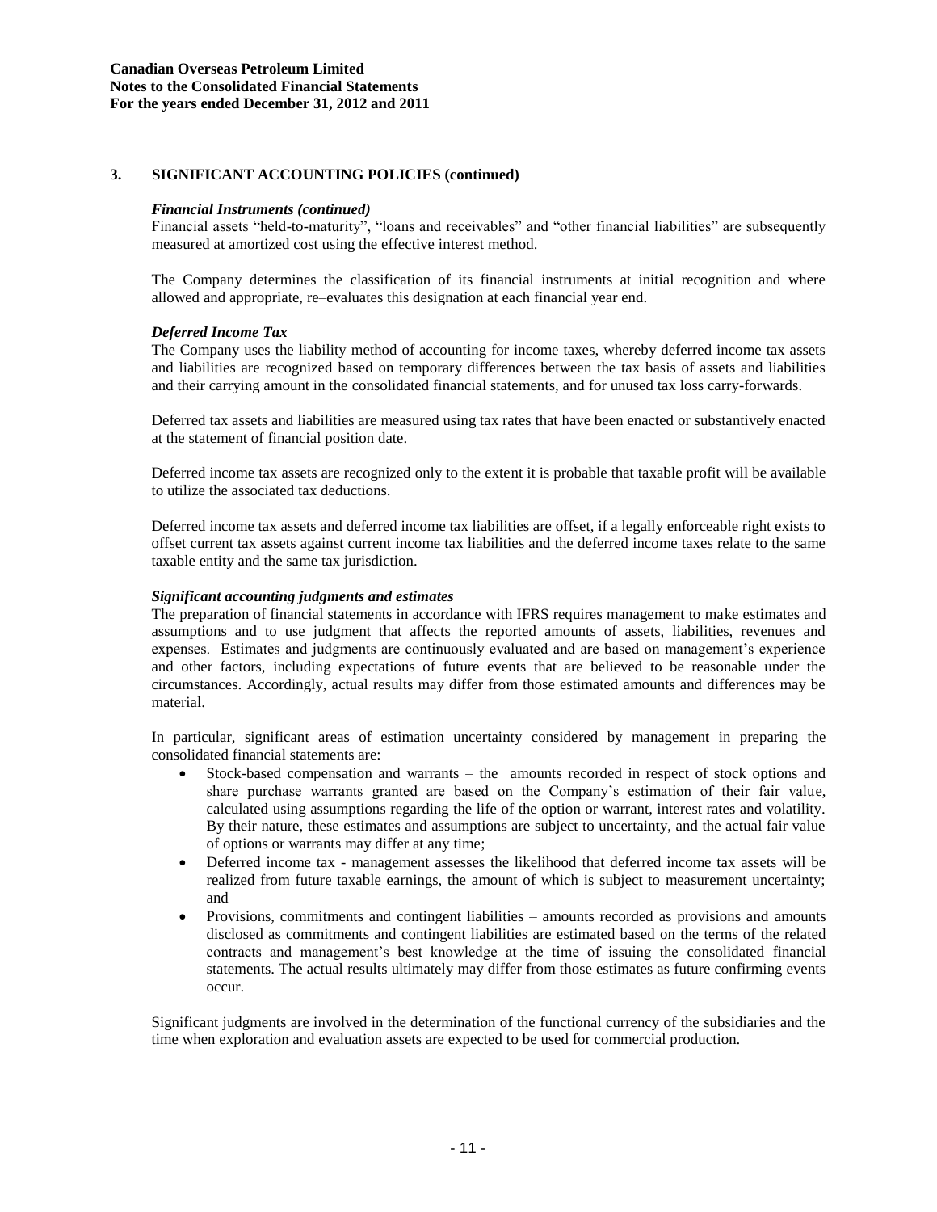## 3. SIGNIFICANT ACCOUNTING POLICIES (continued)

### *Financial Instruments (continued)*

Financial assets "held-to-maturity", "loans and receivables" and "other financial liabilities" are subsequently measured at amortized cost using the effective interest method.

The Company determines the classification of its financial instruments at initial recognition and where allowed and appropriate, re–evaluates this designation at each financial year end.

### *Deferred Income Tax*

The Company uses the liability method of accounting for income taxes, whereby deferred income tax assets and liabilities are recognized based on temporary differences between the tax basis of assets and liabilities and their carrying amount in the consolidated financial statements, and for unused tax loss carry-forwards.

Deferred tax assets and liabilities are measured using tax rates that have been enacted or substantively enacted at the statement of financial position date.

Deferred income tax assets are recognized only to the extent it is probable that taxable profit will be available to utilize the associated tax deductions.

Deferred income tax assets and deferred income tax liabilities are offset, if a legally enforceable right exists to offset current tax assets against current income tax liabilities and the deferred income taxes relate to the same taxable entity and the same tax jurisdiction.

### *Significant accounting judgments and estimates*

The preparation of financial statements in accordance with IFRS requires management to make estimates and assumptions and to use judgment that affects the reported amounts of assets, liabilities, revenues and expenses. Estimates and judgments are continuously evaluated and are based on management's experience and other factors, including expectations of future events that are believed to be reasonable under the circumstances. Accordingly, actual results may differ from those estimated amounts and differences may be material.

In particular, significant areas of estimation uncertainty considered by management in preparing the consolidated financial statements are:

- Stock-based compensation and warrants – the amounts recorded in respect of stock options and share purchase warrants granted are based on the Company's estimation of their fair value, calculated using assumptions regarding the life of the option or warrant, interest rates and volatility. By their nature, these estimates and assumptions are subject to uncertainty, and the actual fair value of options or warrants may differ at any time;
- Deferred income tax - management assesses the likelihood that deferred income tax assets will be realized from future taxable earnings, the amount of which is subject to measurement uncertainty; and
- Provisions, commitments and contingent liabilities – amounts recorded as provisions and amounts disclosed as commitments and contingent liabilities are estimated based on the terms of the related contracts and management's best knowledge at the time of issuing the consolidated financial statements. The actual results ultimately may differ from those estimates as future confirming events occur.

Significant judgments are involved in the determination of the functional currency of the subsidiaries and the time when exploration and evaluation assets are expected to be used for commercial production.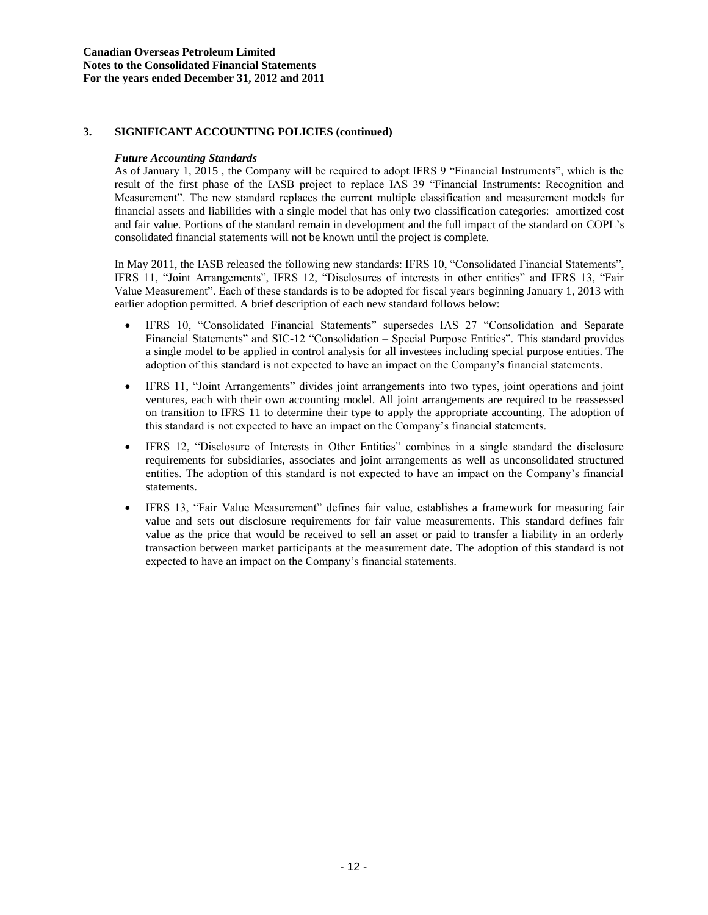## 3. SIGNIFICANT ACCOUNTING POLICIES (continued)

### *Future Accounting Standards*

As of January 1, 2015 , the Company will be required to adopt IFRS 9 "Financial Instruments", which is the result of the first phase of the IASB project to replace IAS 39 "Financial Instruments: Recognition and Measurement". The new standard replaces the current multiple classification and measurement models for financial assets and liabilities with a single model that has only two classification categories: amortized cost and fair value. Portions of the standard remain in development and the full impact of the standard on COPL's consolidated financial statements will not be known until the project is complete.

In May 2011, the IASB released the following new standards: IFRS 10, "Consolidated Financial Statements", IFRS 11, "Joint Arrangements", IFRS 12, "Disclosures of interests in other entities" and IFRS 13, "Fair Value Measurement". Each of these standards is to be adopted for fiscal years beginning January 1, 2013 with earlier adoption permitted. A brief description of each new standard follows below:

- IFRS 10, "Consolidated Financial Statements" supersedes IAS 27 "Consolidation and Separate Financial Statements" and SIC-12 "Consolidation – Special Purpose Entities". This standard provides a single model to be applied in control analysis for all investees including special purpose entities. The adoption of this standard is not expected to have an impact on the Company's financial statements.
- IFRS 11, "Joint Arrangements" divides joint arrangements into two types, joint operations and joint ventures, each with their own accounting model. All joint arrangements are required to be reassessed on transition to IFRS 11 to determine their type to apply the appropriate accounting. The adoption of this standard is not expected to have an impact on the Company's financial statements.
- IFRS 12, "Disclosure of Interests in Other Entities" combines in a single standard the disclosure requirements for subsidiaries, associates and joint arrangements as well as unconsolidated structured entities. The adoption of this standard is not expected to have an impact on the Company's financial statements.
- IFRS 13, "Fair Value Measurement" defines fair value, establishes a framework for measuring fair value and sets out disclosure requirements for fair value measurements. This standard defines fair value as the price that would be received to sell an asset or paid to transfer a liability in an orderly transaction between market participants at the measurement date. The adoption of this standard is not expected to have an impact on the Company's financial statements.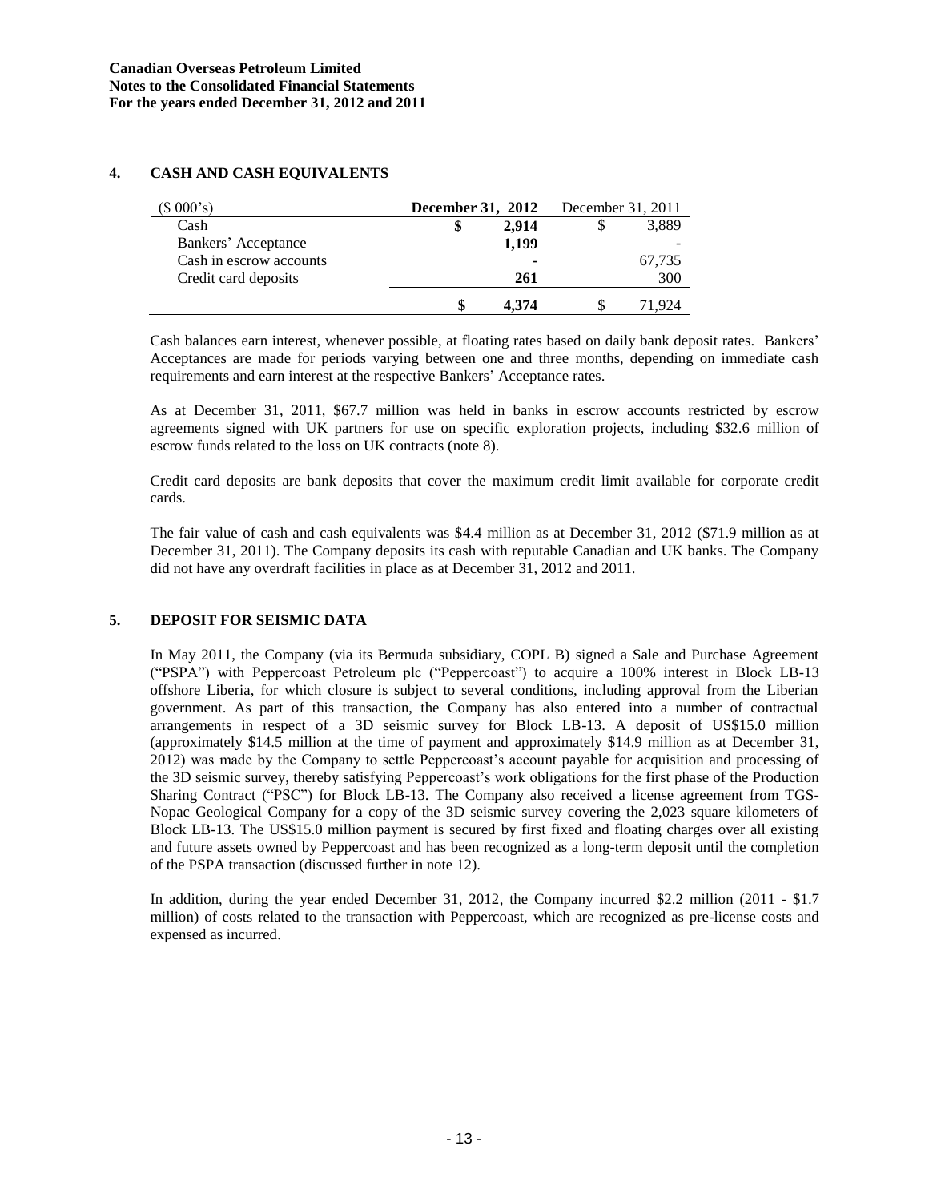**Canadian Overseas Petroleum Limited**
**Notes to the Consolidated Financial Statements**
**For the years ended December 31, 2012 and 2011**

## 4. CASH AND CASH EQUIVALENTS

| ($ 000's) | **December 31, 2012** | December 31, 2011 |
|---|---|---|
| Cash | **$ 2,914** | $ 3,889 |
| Bankers' Acceptance | **1,199** | - |
| Cash in escrow accounts | **-** | 67,735 |
| Credit card deposits | **261** | 300 |
| | **$ 4,374** | $ 71,924 |

Cash balances earn interest, whenever possible, at floating rates based on daily bank deposit rates. Bankers' Acceptances are made for periods varying between one and three months, depending on immediate cash requirements and earn interest at the respective Bankers' Acceptance rates.

As at December 31, 2011, $67.7 million was held in banks in escrow accounts restricted by escrow agreements signed with UK partners for use on specific exploration projects, including $32.6 million of escrow funds related to the loss on UK contracts (note 8).

Credit card deposits are bank deposits that cover the maximum credit limit available for corporate credit cards.

The fair value of cash and cash equivalents was $4.4 million as at December 31, 2012 ($71.9 million as at December 31, 2011). The Company deposits its cash with reputable Canadian and UK banks. The Company did not have any overdraft facilities in place as at December 31, 2012 and 2011.

## 5. DEPOSIT FOR SEISMIC DATA

In May 2011, the Company (via its Bermuda subsidiary, COPL B) signed a Sale and Purchase Agreement ("PSPA") with Peppercoast Petroleum plc ("Peppercoast") to acquire a 100% interest in Block LB-13 offshore Liberia, for which closure is subject to several conditions, including approval from the Liberian government. As part of this transaction, the Company has also entered into a number of contractual arrangements in respect of a 3D seismic survey for Block LB-13. A deposit of US$15.0 million (approximately $14.5 million at the time of payment and approximately $14.9 million as at December 31, 2012) was made by the Company to settle Peppercoast's account payable for acquisition and processing of the 3D seismic survey, thereby satisfying Peppercoast's work obligations for the first phase of the Production Sharing Contract ("PSC") for Block LB-13. The Company also received a license agreement from TGS-Nopac Geological Company for a copy of the 3D seismic survey covering the 2,023 square kilometers of Block LB-13. The US$15.0 million payment is secured by first fixed and floating charges over all existing and future assets owned by Peppercoast and has been recognized as a long-term deposit until the completion of the PSPA transaction (discussed further in note 12).

In addition, during the year ended December 31, 2012, the Company incurred $2.2 million (2011 - $1.7 million) of costs related to the transaction with Peppercoast, which are recognized as pre-license costs and expensed as incurred.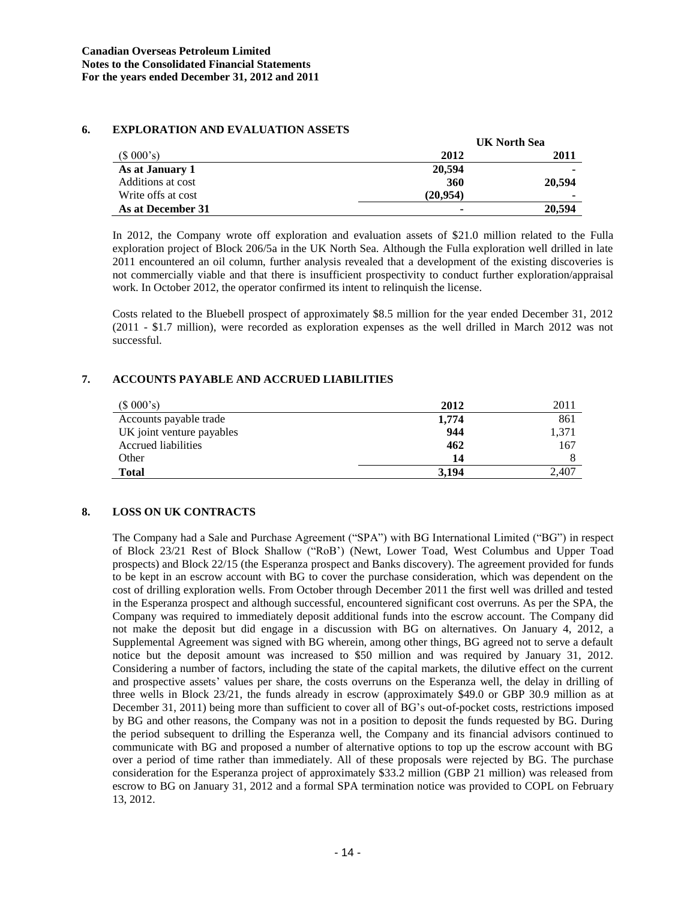## 6. EXPLORATION AND EVALUATION ASSETS

| | UK North Sea | |
|---|---|---|
| ($ 000's) | **2012** | **2011** |
| **As at January 1** | **20,594** | **-** |
| Additions at cost | **360** | **20,594** |
| Write offs at cost | **(20,954)** | **-** |
| **As at December 31** | **-** | **20,594** |

In 2012, the Company wrote off exploration and evaluation assets of $21.0 million related to the Fulla exploration project of Block 206/5a in the UK North Sea. Although the Fulla exploration well drilled in late 2011 encountered an oil column, further analysis revealed that a development of the existing discoveries is not commercially viable and that there is insufficient prospectivity to conduct further exploration/appraisal work. In October 2012, the operator confirmed its intent to relinquish the license.

Costs related to the Bluebell prospect of approximately $8.5 million for the year ended December 31, 2012 (2011 - $1.7 million), were recorded as exploration expenses as the well drilled in March 2012 was not successful.

## 7. ACCOUNTS PAYABLE AND ACCRUED LIABILITIES

| ($ 000's) | **2012** | 2011 |
|---|---|---|
| Accounts payable trade | **1,774** | 861 |
| UK joint venture payables | **944** | 1,371 |
| Accrued liabilities | **462** | 167 |
| Other | **14** | 8 |
| **Total** | **3,194** | 2,407 |

## 8. LOSS ON UK CONTRACTS

The Company had a Sale and Purchase Agreement ("SPA") with BG International Limited ("BG") in respect of Block 23/21 Rest of Block Shallow ("RoB') (Newt, Lower Toad, West Columbus and Upper Toad prospects) and Block 22/15 (the Esperanza prospect and Banks discovery). The agreement provided for funds to be kept in an escrow account with BG to cover the purchase consideration, which was dependent on the cost of drilling exploration wells. From October through December 2011 the first well was drilled and tested in the Esperanza prospect and although successful, encountered significant cost overruns. As per the SPA, the Company was required to immediately deposit additional funds into the escrow account. The Company did not make the deposit but did engage in a discussion with BG on alternatives. On January 4, 2012, a Supplemental Agreement was signed with BG wherein, among other things, BG agreed not to serve a default notice but the deposit amount was increased to $50 million and was required by January 31, 2012. Considering a number of factors, including the state of the capital markets, the dilutive effect on the current and prospective assets' values per share, the costs overruns on the Esperanza well, the delay in drilling of three wells in Block 23/21, the funds already in escrow (approximately $49.0 or GBP 30.9 million as at December 31, 2011) being more than sufficient to cover all of BG's out-of-pocket costs, restrictions imposed by BG and other reasons, the Company was not in a position to deposit the funds requested by BG. During the period subsequent to drilling the Esperanza well, the Company and its financial advisors continued to communicate with BG and proposed a number of alternative options to top up the escrow account with BG over a period of time rather than immediately. All of these proposals were rejected by BG. The purchase consideration for the Esperanza project of approximately $33.2 million (GBP 21 million) was released from escrow to BG on January 31, 2012 and a formal SPA termination notice was provided to COPL on February 13, 2012.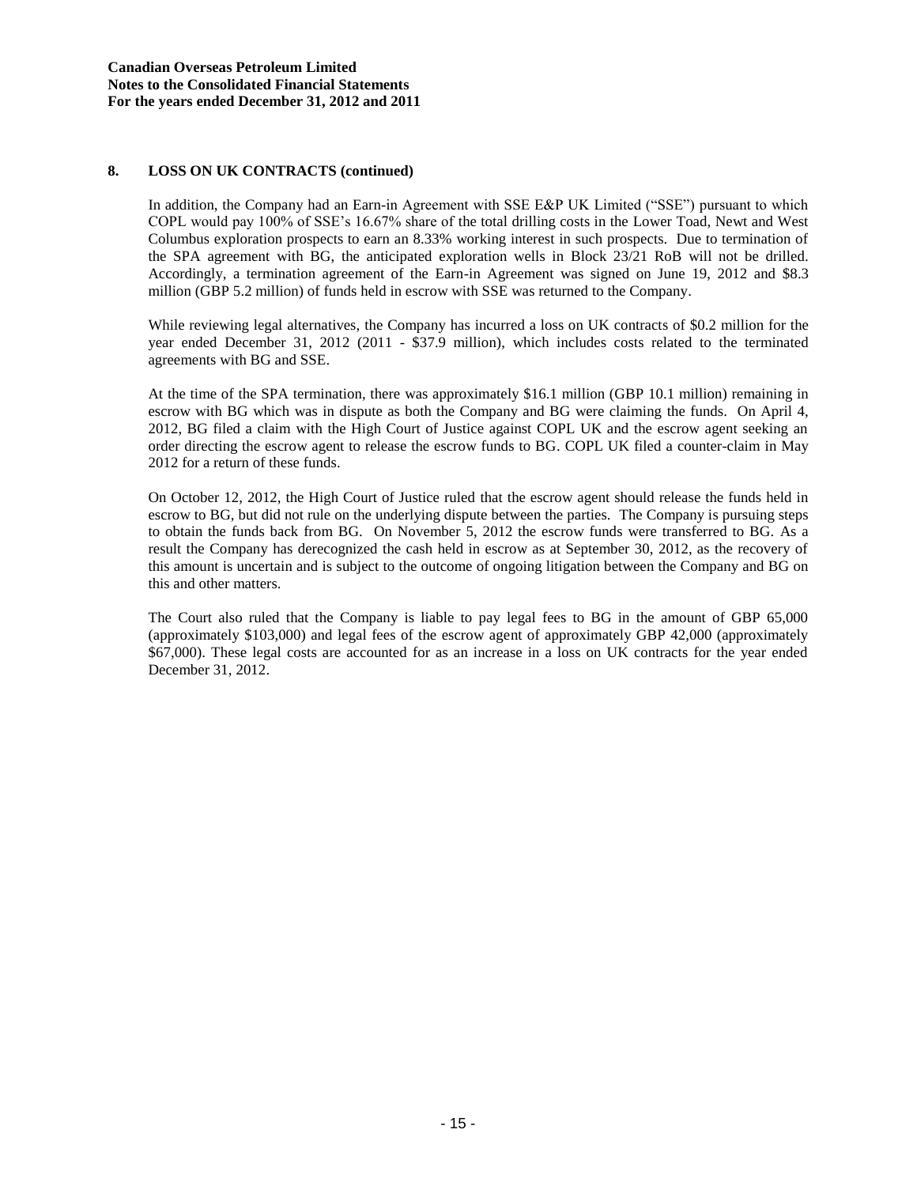## 8. LOSS ON UK CONTRACTS (continued)

In addition, the Company had an Earn-in Agreement with SSE E&P UK Limited ("SSE") pursuant to which COPL would pay 100% of SSE's 16.67% share of the total drilling costs in the Lower Toad, Newt and West Columbus exploration prospects to earn an 8.33% working interest in such prospects. Due to termination of the SPA agreement with BG, the anticipated exploration wells in Block 23/21 RoB will not be drilled. Accordingly, a termination agreement of the Earn-in Agreement was signed on June 19, 2012 and $8.3 million (GBP 5.2 million) of funds held in escrow with SSE was returned to the Company.

While reviewing legal alternatives, the Company has incurred a loss on UK contracts of $0.2 million for the year ended December 31, 2012 (2011 - $37.9 million), which includes costs related to the terminated agreements with BG and SSE.

At the time of the SPA termination, there was approximately $16.1 million (GBP 10.1 million) remaining in escrow with BG which was in dispute as both the Company and BG were claiming the funds. On April 4, 2012, BG filed a claim with the High Court of Justice against COPL UK and the escrow agent seeking an order directing the escrow agent to release the escrow funds to BG. COPL UK filed a counter-claim in May 2012 for a return of these funds.

On October 12, 2012, the High Court of Justice ruled that the escrow agent should release the funds held in escrow to BG, but did not rule on the underlying dispute between the parties. The Company is pursuing steps to obtain the funds back from BG. On November 5, 2012 the escrow funds were transferred to BG. As a result the Company has derecognized the cash held in escrow as at September 30, 2012, as the recovery of this amount is uncertain and is subject to the outcome of ongoing litigation between the Company and BG on this and other matters.

The Court also ruled that the Company is liable to pay legal fees to BG in the amount of GBP 65,000 (approximately $103,000) and legal fees of the escrow agent of approximately GBP 42,000 (approximately $67,000). These legal costs are accounted for as an increase in a loss on UK contracts for the year ended December 31, 2012.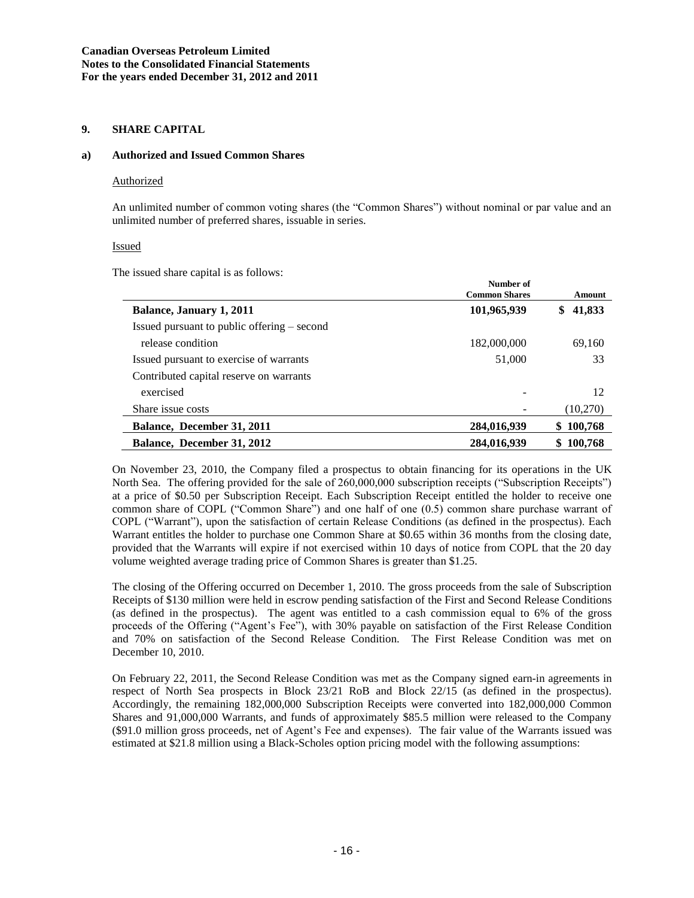**Canadian Overseas Petroleum Limited**
**Notes to the Consolidated Financial Statements**
**For the years ended December 31, 2012 and 2011**

## 9. SHARE CAPITAL

### a) Authorized and Issued Common Shares

Authorized

An unlimited number of common voting shares (the "Common Shares") without nominal or par value and an unlimited number of preferred shares, issuable in series.

Issued

The issued share capital is as follows:

| | Number of Common Shares | Amount |
|---|---|---|
| **Balance, January 1, 2011** | **101,965,939** | **$ 41,833** |
| Issued pursuant to public offering – second release condition | 182,000,000 | 69,160 |
| Issued pursuant to exercise of warrants | 51,000 | 33 |
| Contributed capital reserve on warrants exercised | - | 12 |
| Share issue costs | - | (10,270) |
| **Balance, December 31, 2011** | **284,016,939** | **$ 100,768** |
| **Balance, December 31, 2012** | **284,016,939** | **$ 100,768** |

On November 23, 2010, the Company filed a prospectus to obtain financing for its operations in the UK North Sea. The offering provided for the sale of 260,000,000 subscription receipts ("Subscription Receipts") at a price of $0.50 per Subscription Receipt. Each Subscription Receipt entitled the holder to receive one common share of COPL ("Common Share") and one half of one (0.5) common share purchase warrant of COPL ("Warrant"), upon the satisfaction of certain Release Conditions (as defined in the prospectus). Each Warrant entitles the holder to purchase one Common Share at $0.65 within 36 months from the closing date, provided that the Warrants will expire if not exercised within 10 days of notice from COPL that the 20 day volume weighted average trading price of Common Shares is greater than $1.25.

The closing of the Offering occurred on December 1, 2010. The gross proceeds from the sale of Subscription Receipts of $130 million were held in escrow pending satisfaction of the First and Second Release Conditions (as defined in the prospectus). The agent was entitled to a cash commission equal to 6% of the gross proceeds of the Offering ("Agent's Fee"), with 30% payable on satisfaction of the First Release Condition and 70% on satisfaction of the Second Release Condition. The First Release Condition was met on December 10, 2010.

On February 22, 2011, the Second Release Condition was met as the Company signed earn-in agreements in respect of North Sea prospects in Block 23/21 RoB and Block 22/15 (as defined in the prospectus). Accordingly, the remaining 182,000,000 Subscription Receipts were converted into 182,000,000 Common Shares and 91,000,000 Warrants, and funds of approximately $85.5 million were released to the Company ($91.0 million gross proceeds, net of Agent's Fee and expenses). The fair value of the Warrants issued was estimated at $21.8 million using a Black-Scholes option pricing model with the following assumptions: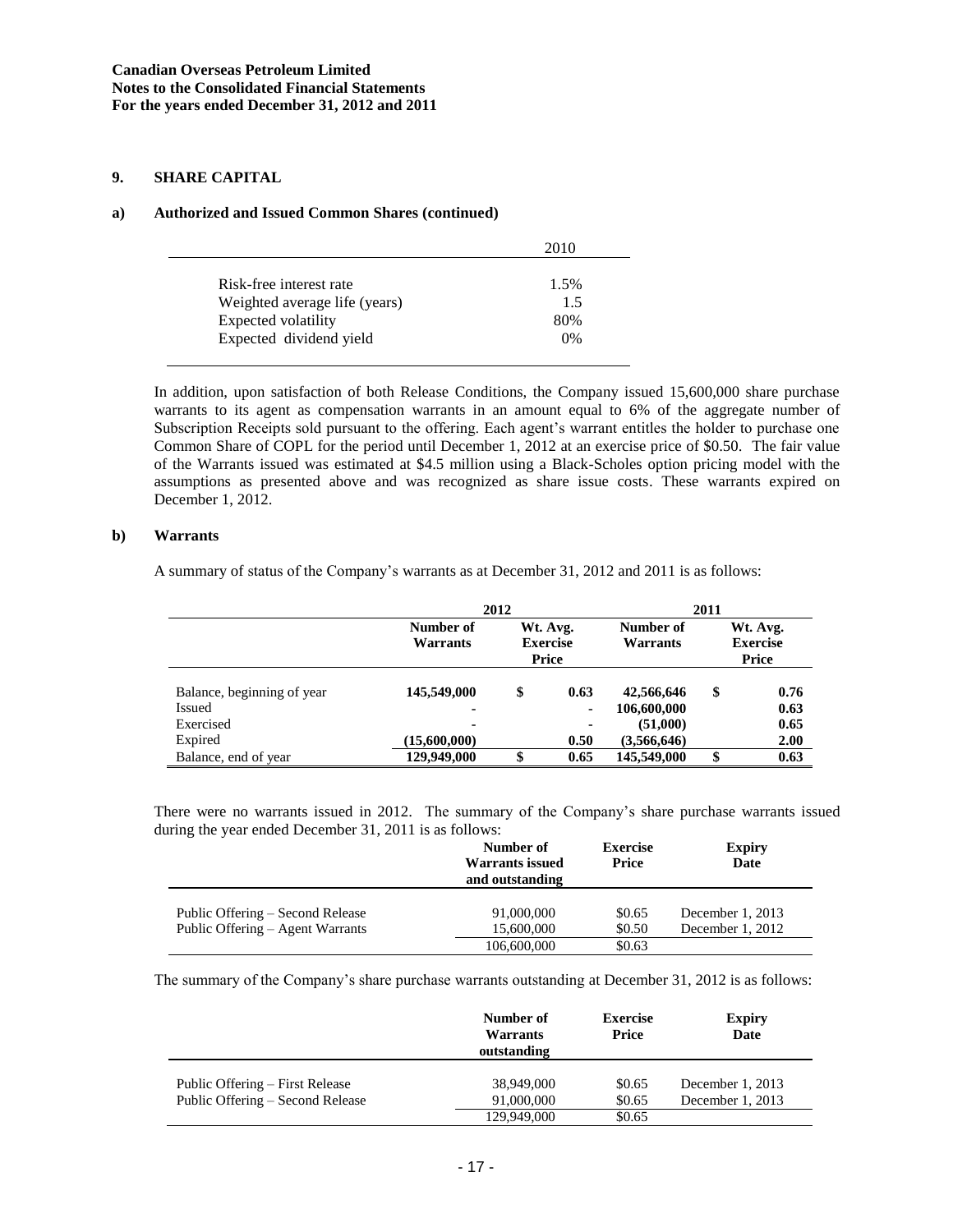## 9. SHARE CAPITAL

### a) Authorized and Issued Common Shares (continued)

| | 2010 |
|---|---|
| Risk-free interest rate | 1.5% |
| Weighted average life (years) | 1.5 |
| Expected volatility | 80% |
| Expected dividend yield | 0% |

In addition, upon satisfaction of both Release Conditions, the Company issued 15,600,000 share purchase warrants to its agent as compensation warrants in an amount equal to 6% of the aggregate number of Subscription Receipts sold pursuant to the offering. Each agent's warrant entitles the holder to purchase one Common Share of COPL for the period until December 1, 2012 at an exercise price of $0.50. The fair value of the Warrants issued was estimated at $4.5 million using a Black-Scholes option pricing model with the assumptions as presented above and was recognized as share issue costs. These warrants expired on December 1, 2012.

### b) Warrants

A summary of status of the Company's warrants as at December 31, 2012 and 2011 is as follows:

| | 2012 | | 2011 | |
|---|---|---|---|---|
| | **Number of Warrants** | **Wt. Avg. Exercise Price** | **Number of Warrants** | **Wt. Avg. Exercise Price** |
| Balance, beginning of year | **145,549,000** | **$ 0.63** | **42,566,646** | **$ 0.76** |
| Issued | **-** | **-** | **106,600,000** | **0.63** |
| Exercised | **-** | **-** | **(51,000)** | **0.65** |
| Expired | **(15,600,000)** | **0.50** | **(3,566,646)** | **2.00** |
| Balance, end of year | **129,949,000** | **$ 0.65** | **145,549,000** | **$ 0.63** |

There were no warrants issued in 2012. The summary of the Company's share purchase warrants issued during the year ended December 31, 2011 is as follows:

| | **Number of Warrants issued and outstanding** | **Exercise Price** | **Expiry Date** |
|---|---|---|---|
| Public Offering – Second Release | 91,000,000 | $0.65 | December 1, 2013 |
| Public Offering – Agent Warrants | 15,600,000 | $0.50 | December 1, 2012 |
| | 106,600,000 | $0.63 | |

The summary of the Company's share purchase warrants outstanding at December 31, 2012 is as follows:

| | **Number of Warrants outstanding** | **Exercise Price** | **Expiry Date** |
|---|---|---|---|
| Public Offering – First Release | 38,949,000 | $0.65 | December 1, 2013 |
| Public Offering – Second Release | 91,000,000 | $0.65 | December 1, 2013 |
| | 129,949,000 | $0.65 | |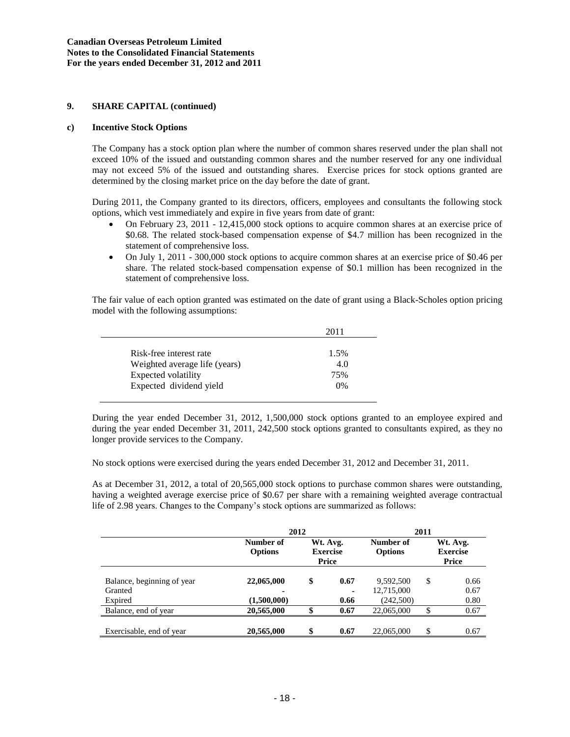**Canadian Overseas Petroleum Limited**
**Notes to the Consolidated Financial Statements**
**For the years ended December 31, 2012 and 2011**

## 9. SHARE CAPITAL (continued)

### c) Incentive Stock Options

The Company has a stock option plan where the number of common shares reserved under the plan shall not exceed 10% of the issued and outstanding common shares and the number reserved for any one individual may not exceed 5% of the issued and outstanding shares. Exercise prices for stock options granted are determined by the closing market price on the day before the date of grant.

During 2011, the Company granted to its directors, officers, employees and consultants the following stock options, which vest immediately and expire in five years from date of grant:

- On February 23, 2011 - 12,415,000 stock options to acquire common shares at an exercise price of \$0.68. The related stock-based compensation expense of \$4.7 million has been recognized in the statement of comprehensive loss.
- On July 1, 2011 - 300,000 stock options to acquire common shares at an exercise price of \$0.46 per share. The related stock-based compensation expense of \$0.1 million has been recognized in the statement of comprehensive loss.

The fair value of each option granted was estimated on the date of grant using a Black-Scholes option pricing model with the following assumptions:

| | 2011 |
|---|---|
| Risk-free interest rate | 1.5% |
| Weighted average life (years) | 4.0 |
| Expected volatility | 75% |
| Expected dividend yield | 0% |

During the year ended December 31, 2012, 1,500,000 stock options granted to an employee expired and during the year ended December 31, 2011, 242,500 stock options granted to consultants expired, as they no longer provide services to the Company.

No stock options were exercised during the years ended December 31, 2012 and December 31, 2011.

As at December 31, 2012, a total of 20,565,000 stock options to purchase common shares were outstanding, having a weighted average exercise price of \$0.67 per share with a remaining weighted average contractual life of 2.98 years. Changes to the Company's stock options are summarized as follows:

| | 2012 | | 2011 | |
|---|---|---|---|---|
| | **Number of Options** | **Wt. Avg. Exercise Price** | **Number of Options** | **Wt. Avg. Exercise Price** |
| Balance, beginning of year | **22,065,000** | **\$ 0.67** | 9,592,500 | \$ 0.66 |
| Granted | **-** | **-** | 12,715,000 | 0.67 |
| Expired | **(1,500,000)** | **0.66** | (242,500) | 0.80 |
| Balance, end of year | **20,565,000** | **\$ 0.67** | 22,065,000 | \$ 0.67 |
| Exercisable, end of year | **20,565,000** | **\$ 0.67** | 22,065,000 | \$ 0.67 |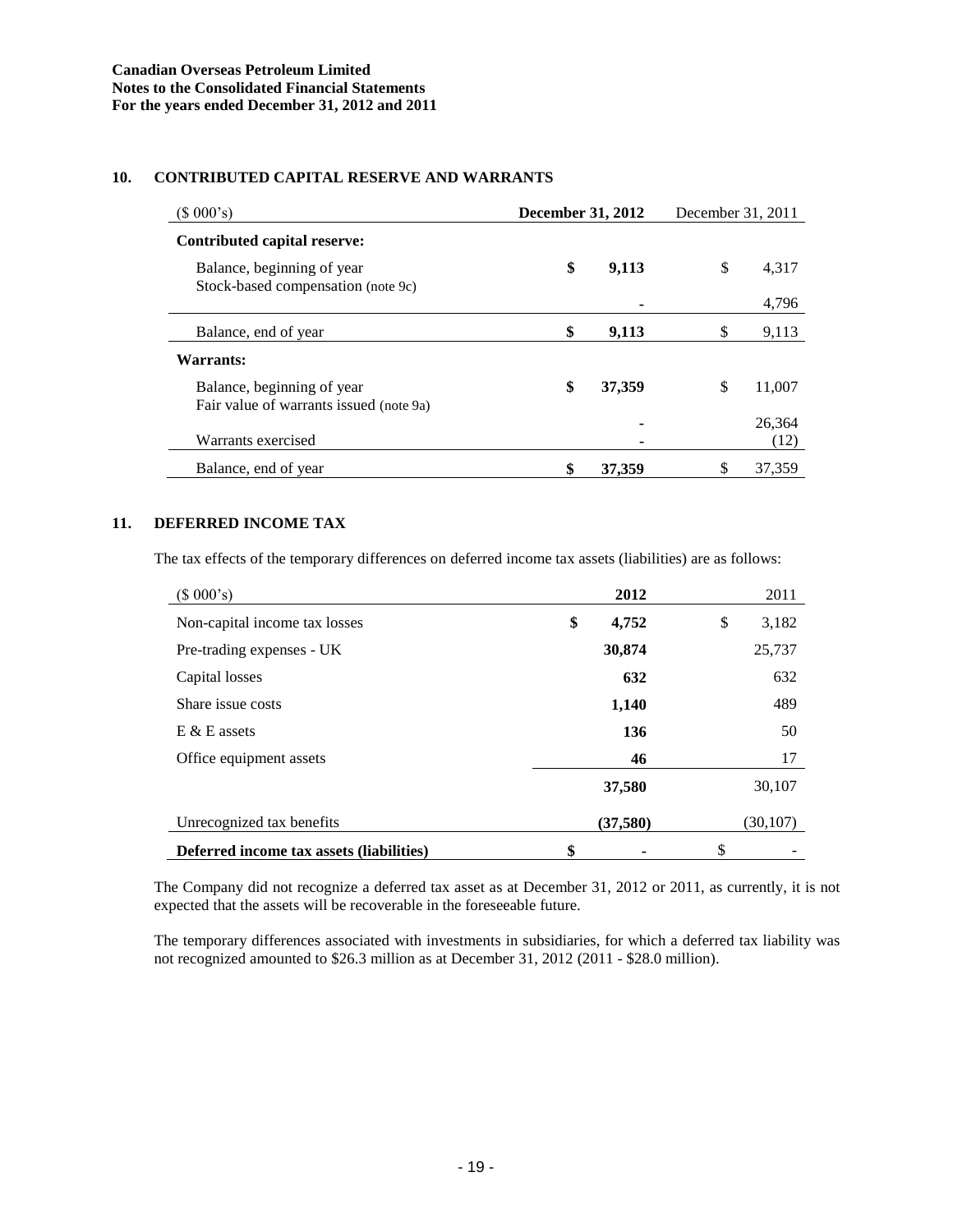**Canadian Overseas Petroleum Limited**
**Notes to the Consolidated Financial Statements**
**For the years ended December 31, 2012 and 2011**

## 10. CONTRIBUTED CAPITAL RESERVE AND WARRANTS

| ($ 000's) | **December 31, 2012** | December 31, 2011 |
|---|---|---|
| **Contributed capital reserve:** | | |
| Balance, beginning of year | **$ 9,113** | $ 4,317 |
| Stock-based compensation (note 9c) | **-** | 4,796 |
| Balance, end of year | **$ 9,113** | $ 9,113 |
| **Warrants:** | | |
| Balance, beginning of year | **$ 37,359** | $ 11,007 |
| Fair value of warrants issued (note 9a) | **-** | 26,364 |
| Warrants exercised | **-** | (12) |
| Balance, end of year | **$ 37,359** | $ 37,359 |

## 11. DEFERRED INCOME TAX

The tax effects of the temporary differences on deferred income tax assets (liabilities) are as follows:

| ($ 000's) | **2012** | 2011 |
|---|---|---|
| Non-capital income tax losses | **$ 4,752** | $ 3,182 |
| Pre-trading expenses - UK | **30,874** | 25,737 |
| Capital losses | **632** | 632 |
| Share issue costs | **1,140** | 489 |
| E & E assets | **136** | 50 |
| Office equipment assets | **46** | 17 |
| | **37,580** | 30,107 |
| Unrecognized tax benefits | **(37,580)** | (30,107) |
| **Deferred income tax assets (liabilities)** | **$ -** | $ - |

The Company did not recognize a deferred tax asset as at December 31, 2012 or 2011, as currently, it is not expected that the assets will be recoverable in the foreseeable future.

The temporary differences associated with investments in subsidiaries, for which a deferred tax liability was not recognized amounted to $26.3 million as at December 31, 2012 (2011 - $28.0 million).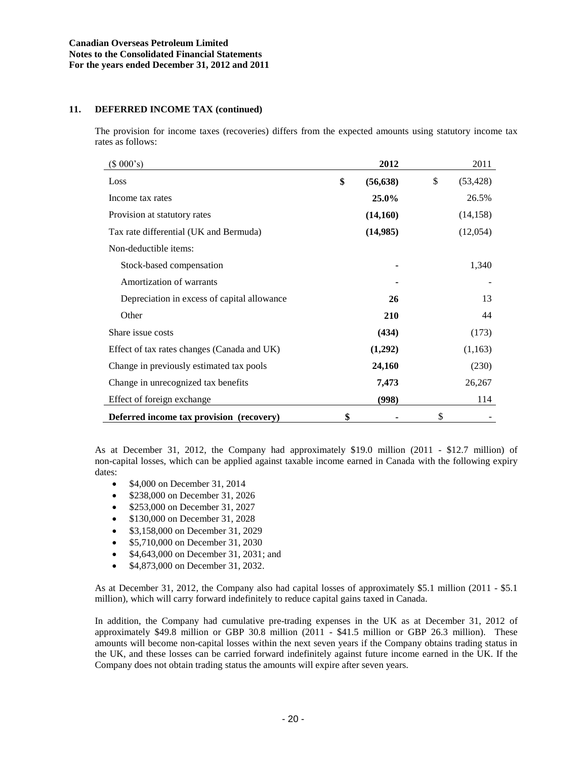## 11. DEFERRED INCOME TAX (continued)

The provision for income taxes (recoveries) differs from the expected amounts using statutory income tax rates as follows:

| ($ 000's) | 2012 | 2011 |
|---|---|---|
| Loss | **$ (56,638)** | $ (53,428) |
| Income tax rates | **25.0%** | 26.5% |
| Provision at statutory rates | **(14,160)** | (14,158) |
| Tax rate differential (UK and Bermuda) | **(14,985)** | (12,054) |
| Non-deductible items: | | |
| Stock-based compensation | **-** | 1,340 |
| Amortization of warrants | **-** | - |
| Depreciation in excess of capital allowance | **26** | 13 |
| Other | **210** | 44 |
| Share issue costs | **(434)** | (173) |
| Effect of tax rates changes (Canada and UK) | **(1,292)** | (1,163) |
| Change in previously estimated tax pools | **24,160** | (230) |
| Change in unrecognized tax benefits | **7,473** | 26,267 |
| Effect of foreign exchange | **(998)** | 114 |
| **Deferred income tax provision (recovery)** | **$ -** | $ - |

As at December 31, 2012, the Company had approximately $19.0 million (2011 - $12.7 million) of non-capital losses, which can be applied against taxable income earned in Canada with the following expiry dates:

- $4,000 on December 31, 2014
- $238,000 on December 31, 2026
- $253,000 on December 31, 2027
- $130,000 on December 31, 2028
- $3,158,000 on December 31, 2029
- $5,710,000 on December 31, 2030
- $4,643,000 on December 31, 2031; and
- $4,873,000 on December 31, 2032.

As at December 31, 2012, the Company also had capital losses of approximately $5.1 million (2011 - $5.1 million), which will carry forward indefinitely to reduce capital gains taxed in Canada.

In addition, the Company had cumulative pre-trading expenses in the UK as at December 31, 2012 of approximately $49.8 million or GBP 30.8 million (2011 - $41.5 million or GBP 26.3 million). These amounts will become non-capital losses within the next seven years if the Company obtains trading status in the UK, and these losses can be carried forward indefinitely against future income earned in the UK. If the Company does not obtain trading status the amounts will expire after seven years.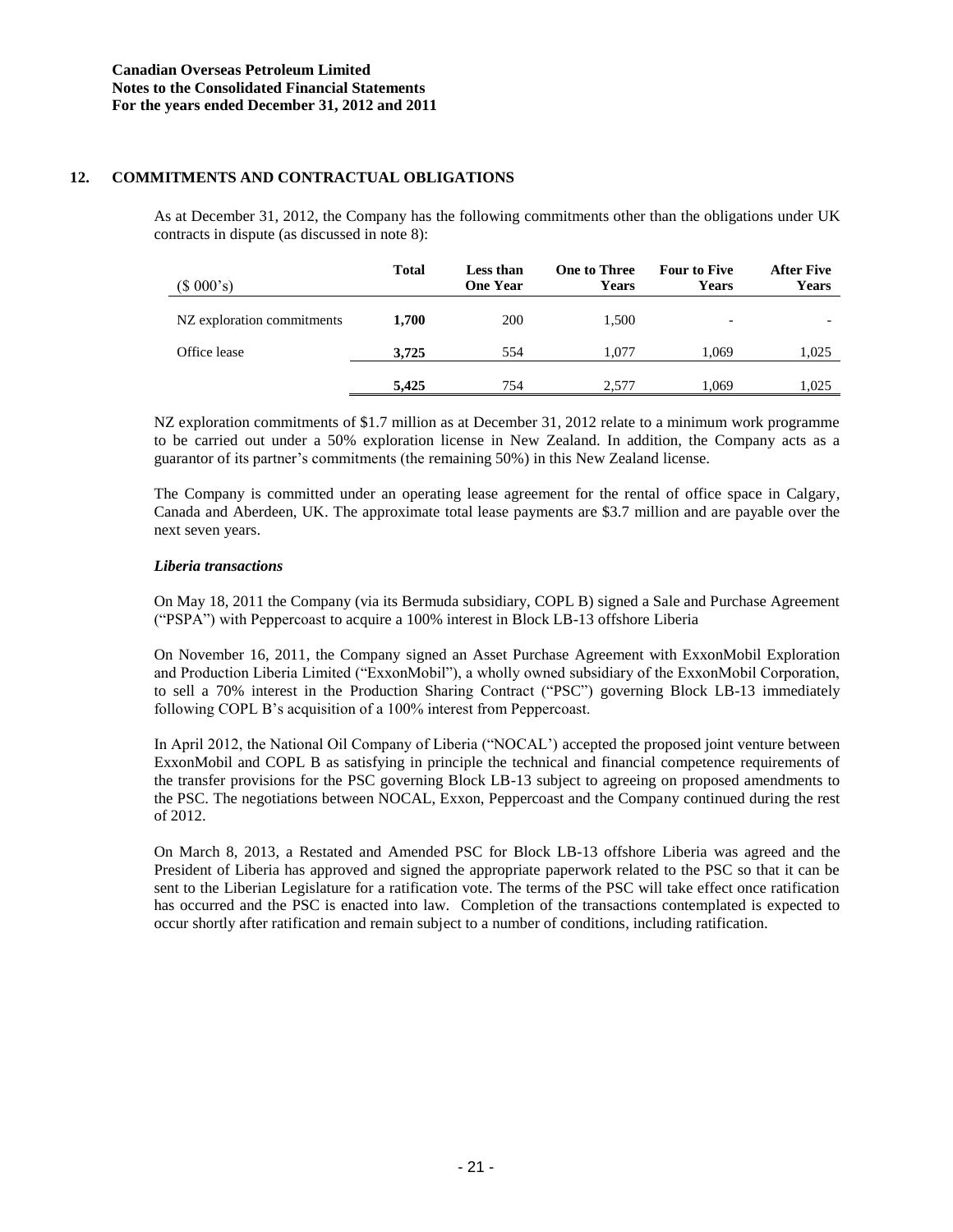## 12. COMMITMENTS AND CONTRACTUAL OBLIGATIONS

As at December 31, 2012, the Company has the following commitments other than the obligations under UK contracts in dispute (as discussed in note 8):

| ($ 000's) | Total | Less than One Year | One to Three Years | Four to Five Years | After Five Years |
|---|---|---|---|---|---|
| NZ exploration commitments | **1,700** | 200 | 1,500 | - | - |
| Office lease | **3,725** | 554 | 1,077 | 1,069 | 1,025 |
| | **5,425** | 754 | 2,577 | 1,069 | 1,025 |

NZ exploration commitments of $1.7 million as at December 31, 2012 relate to a minimum work programme to be carried out under a 50% exploration license in New Zealand. In addition, the Company acts as a guarantor of its partner's commitments (the remaining 50%) in this New Zealand license.

The Company is committed under an operating lease agreement for the rental of office space in Calgary, Canada and Aberdeen, UK. The approximate total lease payments are $3.7 million and are payable over the next seven years.

### *Liberia transactions*

On May 18, 2011 the Company (via its Bermuda subsidiary, COPL B) signed a Sale and Purchase Agreement ("PSPA") with Peppercoast to acquire a 100% interest in Block LB-13 offshore Liberia

On November 16, 2011, the Company signed an Asset Purchase Agreement with ExxonMobil Exploration and Production Liberia Limited ("ExxonMobil"), a wholly owned subsidiary of the ExxonMobil Corporation, to sell a 70% interest in the Production Sharing Contract ("PSC") governing Block LB-13 immediately following COPL B's acquisition of a 100% interest from Peppercoast.

In April 2012, the National Oil Company of Liberia ("NOCAL') accepted the proposed joint venture between ExxonMobil and COPL B as satisfying in principle the technical and financial competence requirements of the transfer provisions for the PSC governing Block LB-13 subject to agreeing on proposed amendments to the PSC. The negotiations between NOCAL, Exxon, Peppercoast and the Company continued during the rest of 2012.

On March 8, 2013, a Restated and Amended PSC for Block LB-13 offshore Liberia was agreed and the President of Liberia has approved and signed the appropriate paperwork related to the PSC so that it can be sent to the Liberian Legislature for a ratification vote. The terms of the PSC will take effect once ratification has occurred and the PSC is enacted into law. Completion of the transactions contemplated is expected to occur shortly after ratification and remain subject to a number of conditions, including ratification.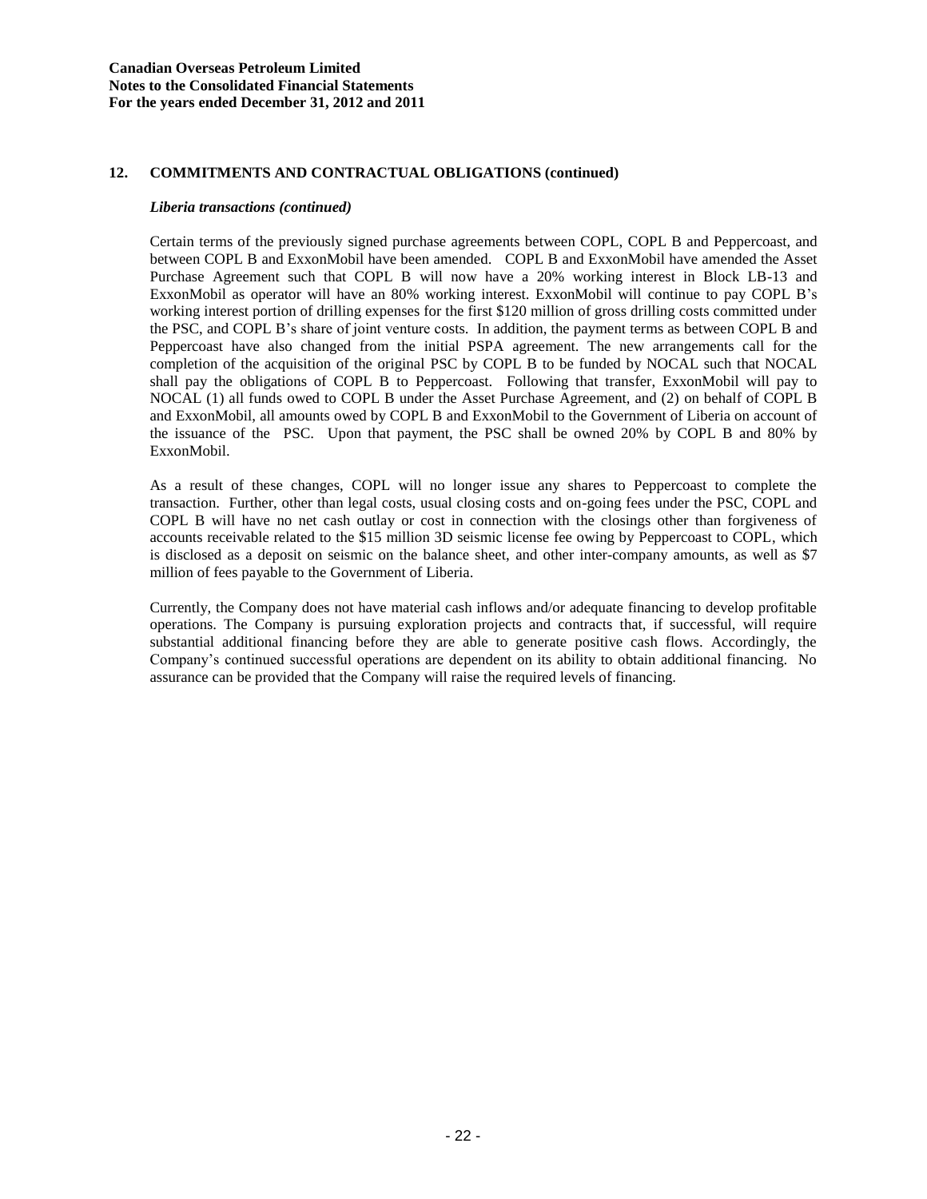## 12. COMMITMENTS AND CONTRACTUAL OBLIGATIONS (continued)

### *Liberia transactions (continued)*

Certain terms of the previously signed purchase agreements between COPL, COPL B and Peppercoast, and between COPL B and ExxonMobil have been amended. COPL B and ExxonMobil have amended the Asset Purchase Agreement such that COPL B will now have a 20% working interest in Block LB-13 and ExxonMobil as operator will have an 80% working interest. ExxonMobil will continue to pay COPL B's working interest portion of drilling expenses for the first $120 million of gross drilling costs committed under the PSC, and COPL B's share of joint venture costs. In addition, the payment terms as between COPL B and Peppercoast have also changed from the initial PSPA agreement. The new arrangements call for the completion of the acquisition of the original PSC by COPL B to be funded by NOCAL such that NOCAL shall pay the obligations of COPL B to Peppercoast. Following that transfer, ExxonMobil will pay to NOCAL (1) all funds owed to COPL B under the Asset Purchase Agreement, and (2) on behalf of COPL B and ExxonMobil, all amounts owed by COPL B and ExxonMobil to the Government of Liberia on account of the issuance of the PSC. Upon that payment, the PSC shall be owned 20% by COPL B and 80% by ExxonMobil.

As a result of these changes, COPL will no longer issue any shares to Peppercoast to complete the transaction. Further, other than legal costs, usual closing costs and on-going fees under the PSC, COPL and COPL B will have no net cash outlay or cost in connection with the closings other than forgiveness of accounts receivable related to the $15 million 3D seismic license fee owing by Peppercoast to COPL, which is disclosed as a deposit on seismic on the balance sheet, and other inter-company amounts, as well as $7 million of fees payable to the Government of Liberia.

Currently, the Company does not have material cash inflows and/or adequate financing to develop profitable operations. The Company is pursuing exploration projects and contracts that, if successful, will require substantial additional financing before they are able to generate positive cash flows. Accordingly, the Company's continued successful operations are dependent on its ability to obtain additional financing. No assurance can be provided that the Company will raise the required levels of financing.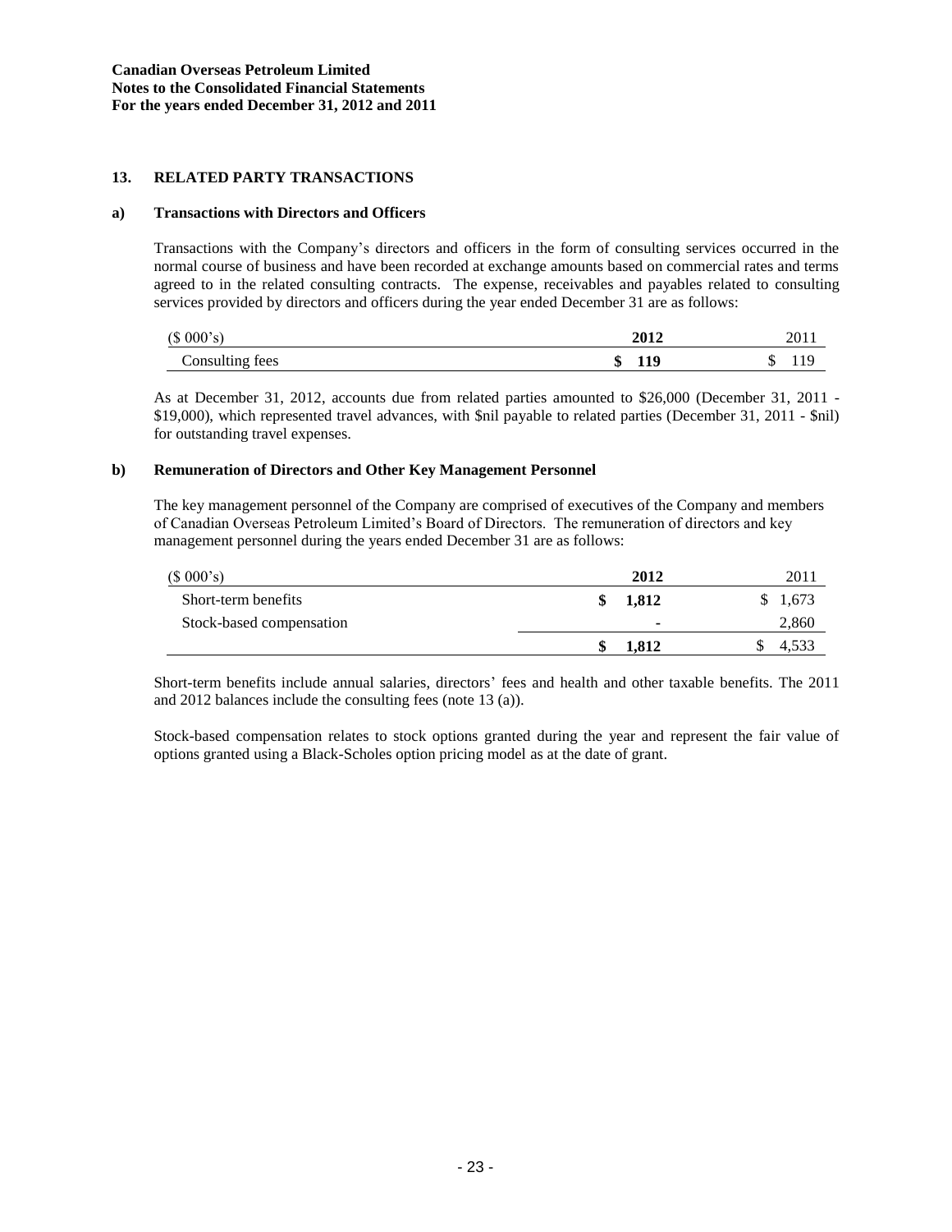## 13. RELATED PARTY TRANSACTIONS

### a) Transactions with Directors and Officers

Transactions with the Company's directors and officers in the form of consulting services occurred in the normal course of business and have been recorded at exchange amounts based on commercial rates and terms agreed to in the related consulting contracts. The expense, receivables and payables related to consulting services provided by directors and officers during the year ended December 31 are as follows:

| ($ 000's) | **2012** | 2011 |
|---|---|---|
| Consulting fees | **$ 119** | $ 119 |

As at December 31, 2012, accounts due from related parties amounted to $26,000 (December 31, 2011 - $19,000), which represented travel advances, with $nil payable to related parties (December 31, 2011 - $nil) for outstanding travel expenses.

### b) Remuneration of Directors and Other Key Management Personnel

The key management personnel of the Company are comprised of executives of the Company and members of Canadian Overseas Petroleum Limited's Board of Directors. The remuneration of directors and key management personnel during the years ended December 31 are as follows:

| ($ 000's) | **2012** | 2011 |
|---|---|---|
| Short-term benefits | **$ 1,812** | $ 1,673 |
| Stock-based compensation | **-** | 2,860 |
| | **$ 1,812** | $ 4,533 |

Short-term benefits include annual salaries, directors' fees and health and other taxable benefits. The 2011 and 2012 balances include the consulting fees (note 13 (a)).

Stock-based compensation relates to stock options granted during the year and represent the fair value of options granted using a Black-Scholes option pricing model as at the date of grant.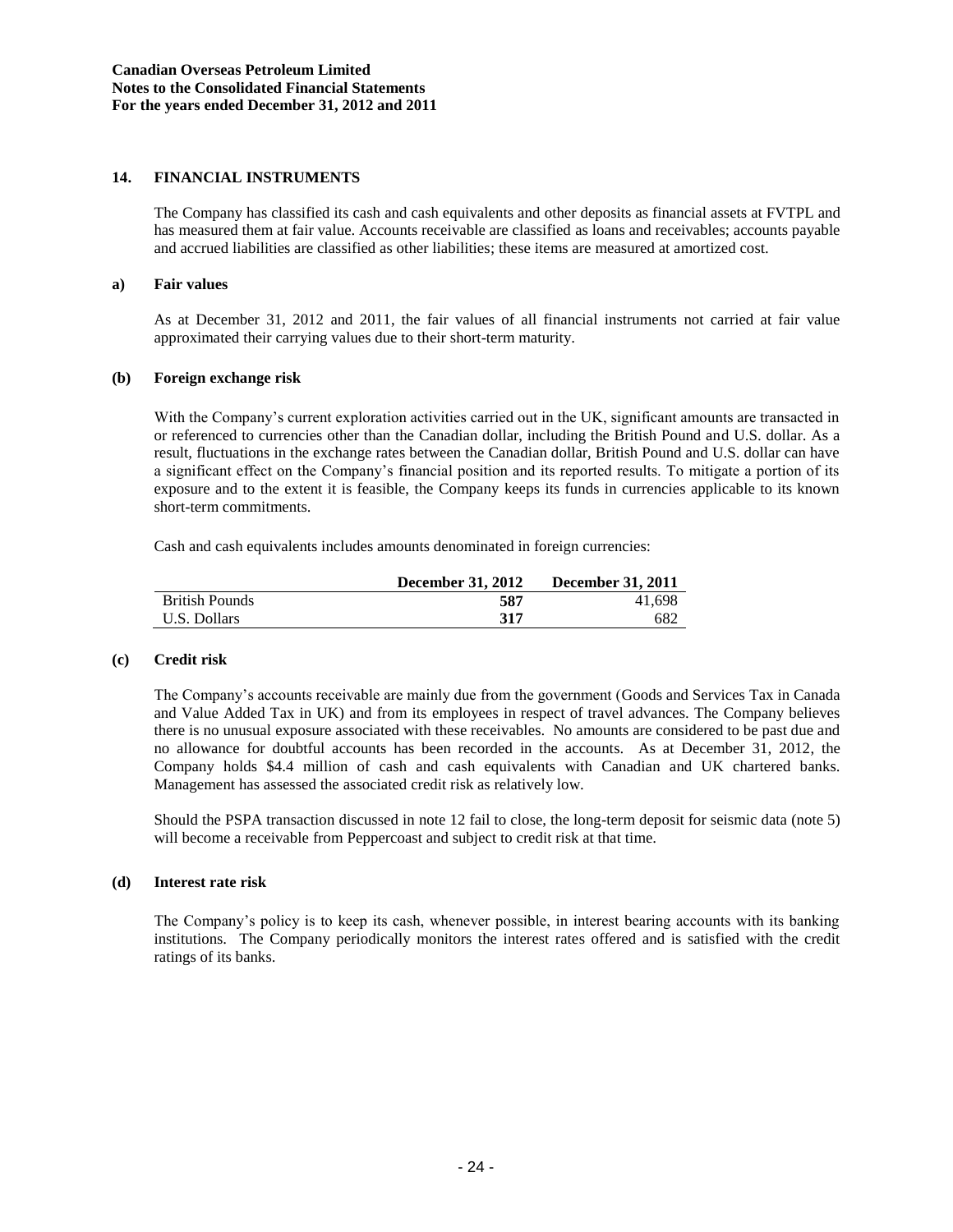## 14. FINANCIAL INSTRUMENTS

The Company has classified its cash and cash equivalents and other deposits as financial assets at FVTPL and has measured them at fair value. Accounts receivable are classified as loans and receivables; accounts payable and accrued liabilities are classified as other liabilities; these items are measured at amortized cost.

### a) Fair values

As at December 31, 2012 and 2011, the fair values of all financial instruments not carried at fair value approximated their carrying values due to their short-term maturity.

### (b) Foreign exchange risk

With the Company's current exploration activities carried out in the UK, significant amounts are transacted in or referenced to currencies other than the Canadian dollar, including the British Pound and U.S. dollar. As a result, fluctuations in the exchange rates between the Canadian dollar, British Pound and U.S. dollar can have a significant effect on the Company's financial position and its reported results. To mitigate a portion of its exposure and to the extent it is feasible, the Company keeps its funds in currencies applicable to its known short-term commitments.

Cash and cash equivalents includes amounts denominated in foreign currencies:

| | December 31, 2012 | December 31, 2011 |
|---|---|---|
| British Pounds | **587** | 41,698 |
| U.S. Dollars | **317** | 682 |

### (c) Credit risk

The Company's accounts receivable are mainly due from the government (Goods and Services Tax in Canada and Value Added Tax in UK) and from its employees in respect of travel advances. The Company believes there is no unusual exposure associated with these receivables. No amounts are considered to be past due and no allowance for doubtful accounts has been recorded in the accounts. As at December 31, 2012, the Company holds $4.4 million of cash and cash equivalents with Canadian and UK chartered banks. Management has assessed the associated credit risk as relatively low.

Should the PSPA transaction discussed in note 12 fail to close, the long-term deposit for seismic data (note 5) will become a receivable from Peppercoast and subject to credit risk at that time.

### (d) Interest rate risk

The Company's policy is to keep its cash, whenever possible, in interest bearing accounts with its banking institutions. The Company periodically monitors the interest rates offered and is satisfied with the credit ratings of its banks.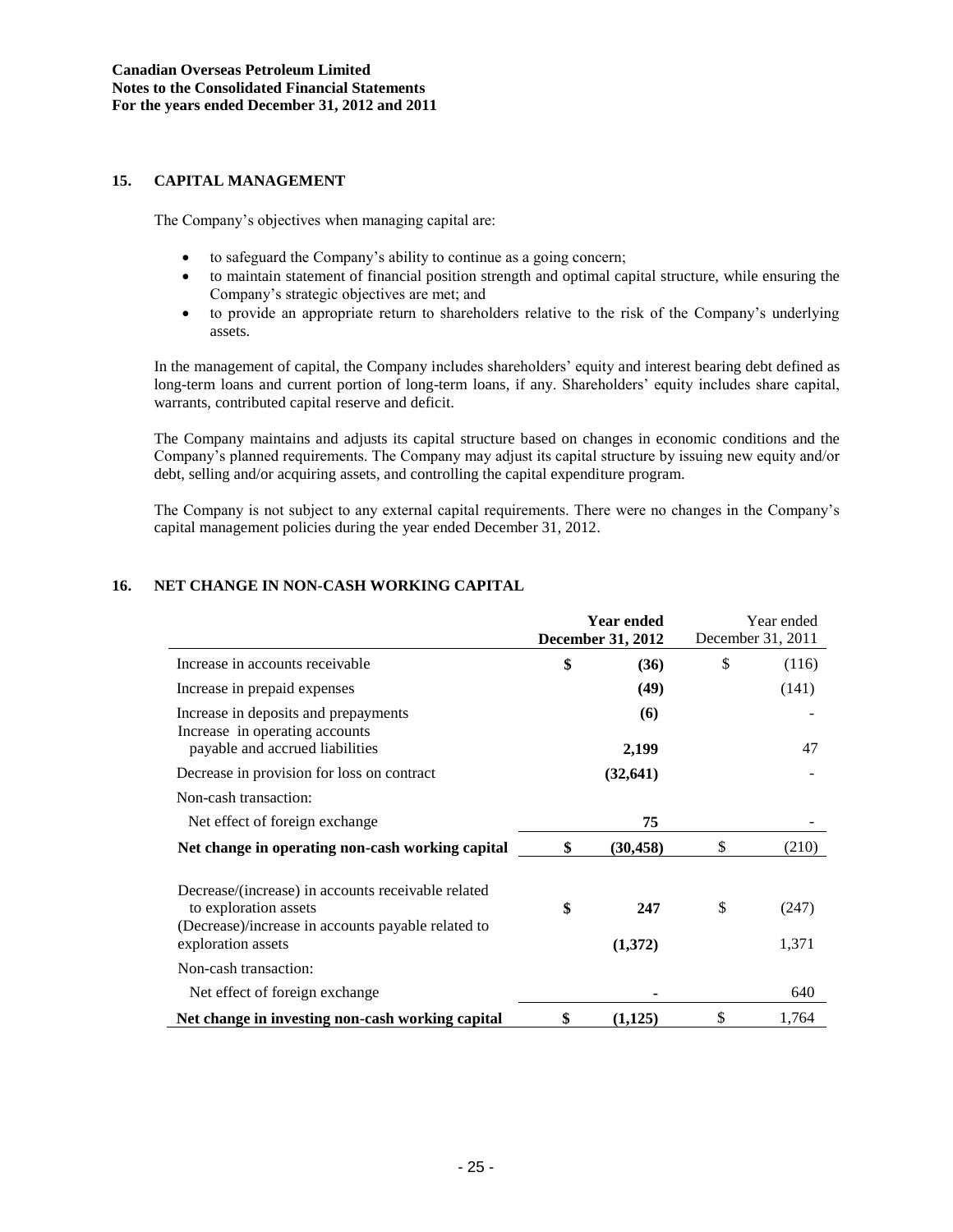## 15. CAPITAL MANAGEMENT

The Company's objectives when managing capital are:

- to safeguard the Company's ability to continue as a going concern;
- to maintain statement of financial position strength and optimal capital structure, while ensuring the Company's strategic objectives are met; and
- to provide an appropriate return to shareholders relative to the risk of the Company's underlying assets.

In the management of capital, the Company includes shareholders' equity and interest bearing debt defined as long-term loans and current portion of long-term loans, if any. Shareholders' equity includes share capital, warrants, contributed capital reserve and deficit.

The Company maintains and adjusts its capital structure based on changes in economic conditions and the Company's planned requirements. The Company may adjust its capital structure by issuing new equity and/or debt, selling and/or acquiring assets, and controlling the capital expenditure program.

The Company is not subject to any external capital requirements. There were no changes in the Company's capital management policies during the year ended December 31, 2012.

## 16. NET CHANGE IN NON-CASH WORKING CAPITAL

| | Year ended December 31, 2012 | Year ended December 31, 2011 |
|---|---|---|
| Increase in accounts receivable | $ (36) | $ (116) |
| Increase in prepaid expenses | (49) | (141) |
| Increase in deposits and prepayments | (6) | - |
| Increase in operating accounts payable and accrued liabilities | 2,199 | 47 |
| Decrease in provision for loss on contract | (32,641) | - |
| Non-cash transaction: | | |
| Net effect of foreign exchange | 75 | - |
| **Net change in operating non-cash working capital** | **$ (30,458)** | **$ (210)** |
| Decrease/(increase) in accounts receivable related to exploration assets | $ 247 | $ (247) |
| (Decrease)/increase in accounts payable related to exploration assets | (1,372) | 1,371 |
| Non-cash transaction: | | |
| Net effect of foreign exchange | - | 640 |
| **Net change in investing non-cash working capital** | **$ (1,125)** | **$ 1,764** |